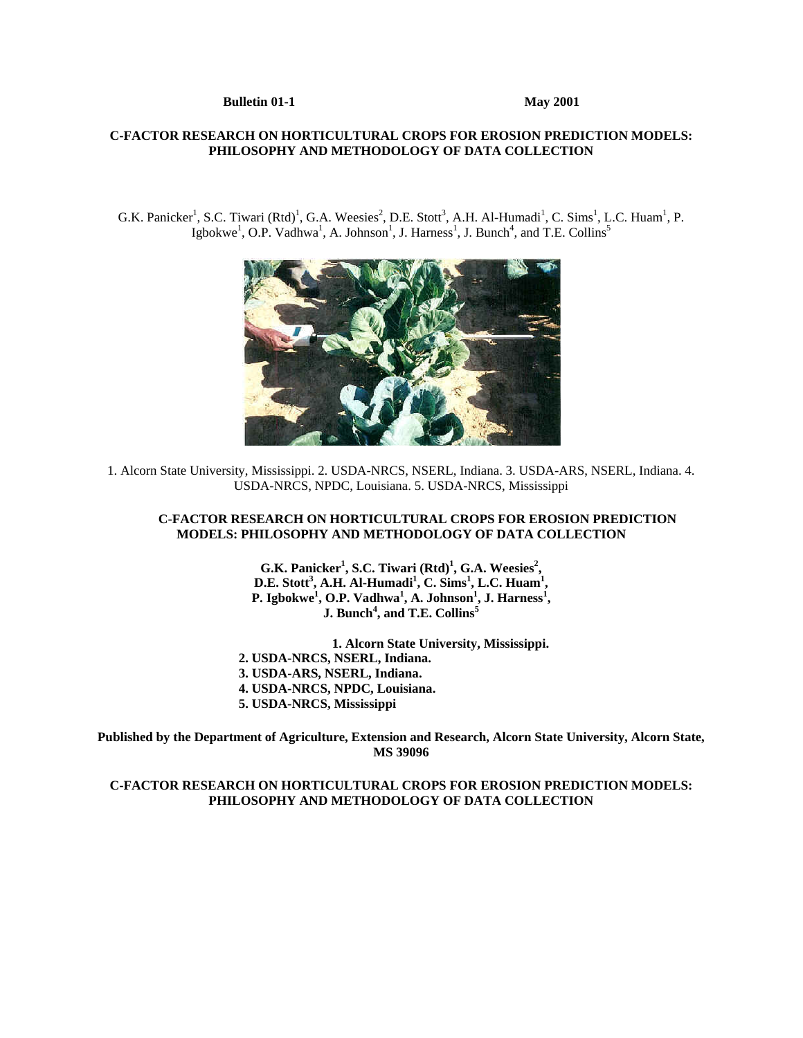**Bulletin 01-1** **May 2001**

# C-FACTOR RESEARCH ON HORTICULTURAL CROPS FOR EROSION PREDICTION MODELS: PHILOSOPHY AND METHODOLOGY OF DATA COLLECTION

G.K. Panicker[1], S.C. Tiwari (Rtd)[1], G.A. Weesies[2], D.E. Stott[3], A.H. Al-Humadi[1], C. Sims[1], L.C. Huam[1], P. Igbokwe[1], O.P. Vadhwa[1], A. Johnson[1], J. Harness[1], J. Bunch[4], and T.E. Collins[5]

1. Alcorn State University, Mississippi. 2. USDA-NRCS, NSERL, Indiana. 3. USDA-ARS, NSERL, Indiana. 4. USDA-NRCS, NPDC, Louisiana. 5. USDA-NRCS, Mississippi

## C-FACTOR RESEARCH ON HORTICULTURAL CROPS FOR EROSION PREDICTION MODELS: PHILOSOPHY AND METHODOLOGY OF DATA COLLECTION

**G.K. Panicker[1], S.C. Tiwari (Rtd)[1], G.A. Weesies[2], D.E. Stott[3], A.H. Al-Humadi[1], C. Sims[1], L.C. Huam[1], P. Igbokwe[1], O.P. Vadhwa[1], A. Johnson[1], J. Harness[1], J. Bunch[4], and T.E. Collins[5]**

**1. Alcorn State University, Mississippi.**
**2. USDA-NRCS, NSERL, Indiana.**
**3. USDA-ARS, NSERL, Indiana.**
**4. USDA-NRCS, NPDC, Louisiana.**
**5. USDA-NRCS, Mississippi**

**Published by the Department of Agriculture, Extension and Research, Alcorn State University, Alcorn State, MS 39096**

## C-FACTOR RESEARCH ON HORTICULTURAL CROPS FOR EROSION PREDICTION MODELS: PHILOSOPHY AND METHODOLOGY OF DATA COLLECTION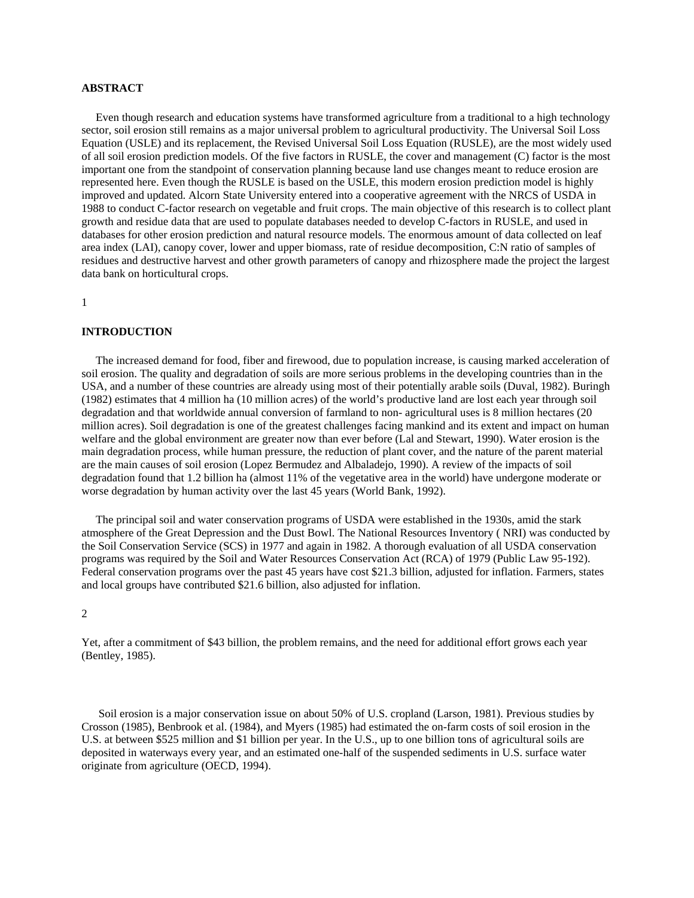## ABSTRACT

Even though research and education systems have transformed agriculture from a traditional to a high technology sector, soil erosion still remains as a major universal problem to agricultural productivity. The Universal Soil Loss Equation (USLE) and its replacement, the Revised Universal Soil Loss Equation (RUSLE), are the most widely used of all soil erosion prediction models. Of the five factors in RUSLE, the cover and management (C) factor is the most important one from the standpoint of conservation planning because land use changes meant to reduce erosion are represented here. Even though the RUSLE is based on the USLE, this modern erosion prediction model is highly improved and updated. Alcorn State University entered into a cooperative agreement with the NRCS of USDA in 1988 to conduct C-factor research on vegetable and fruit crops. The main objective of this research is to collect plant growth and residue data that are used to populate databases needed to develop C-factors in RUSLE, and used in databases for other erosion prediction and natural resource models. The enormous amount of data collected on leaf area index (LAI), canopy cover, lower and upper biomass, rate of residue decomposition, C:N ratio of samples of residues and destructive harvest and other growth parameters of canopy and rhizosphere made the project the largest data bank on horticultural crops.

## INTRODUCTION

The increased demand for food, fiber and firewood, due to population increase, is causing marked acceleration of soil erosion. The quality and degradation of soils are more serious problems in the developing countries than in the USA, and a number of these countries are already using most of their potentially arable soils (Duval, 1982). Buringh (1982) estimates that 4 million ha (10 million acres) of the world's productive land are lost each year through soil degradation and that worldwide annual conversion of farmland to non- agricultural uses is 8 million hectares (20 million acres). Soil degradation is one of the greatest challenges facing mankind and its extent and impact on human welfare and the global environment are greater now than ever before (Lal and Stewart, 1990). Water erosion is the main degradation process, while human pressure, the reduction of plant cover, and the nature of the parent material are the main causes of soil erosion (Lopez Bermudez and Albaladejo, 1990). A review of the impacts of soil degradation found that 1.2 billion ha (almost 11% of the vegetative area in the world) have undergone moderate or worse degradation by human activity over the last 45 years (World Bank, 1992).

The principal soil and water conservation programs of USDA were established in the 1930s, amid the stark atmosphere of the Great Depression and the Dust Bowl. The National Resources Inventory ( NRI) was conducted by the Soil Conservation Service (SCS) in 1977 and again in 1982. A thorough evaluation of all USDA conservation programs was required by the Soil and Water Resources Conservation Act (RCA) of 1979 (Public Law 95-192). Federal conservation programs over the past 45 years have cost $21.3 billion, adjusted for inflation. Farmers, states and local groups have contributed $21.6 billion, also adjusted for inflation.

Yet, after a commitment of $43 billion, the problem remains, and the need for additional effort grows each year (Bentley, 1985).

Soil erosion is a major conservation issue on about 50% of U.S. cropland (Larson, 1981). Previous studies by Crosson (1985), Benbrook et al. (1984), and Myers (1985) had estimated the on-farm costs of soil erosion in the U.S. at between $525 million and $1 billion per year. In the U.S., up to one billion tons of agricultural soils are deposited in waterways every year, and an estimated one-half of the suspended sediments in U.S. surface water originate from agriculture (OECD, 1994).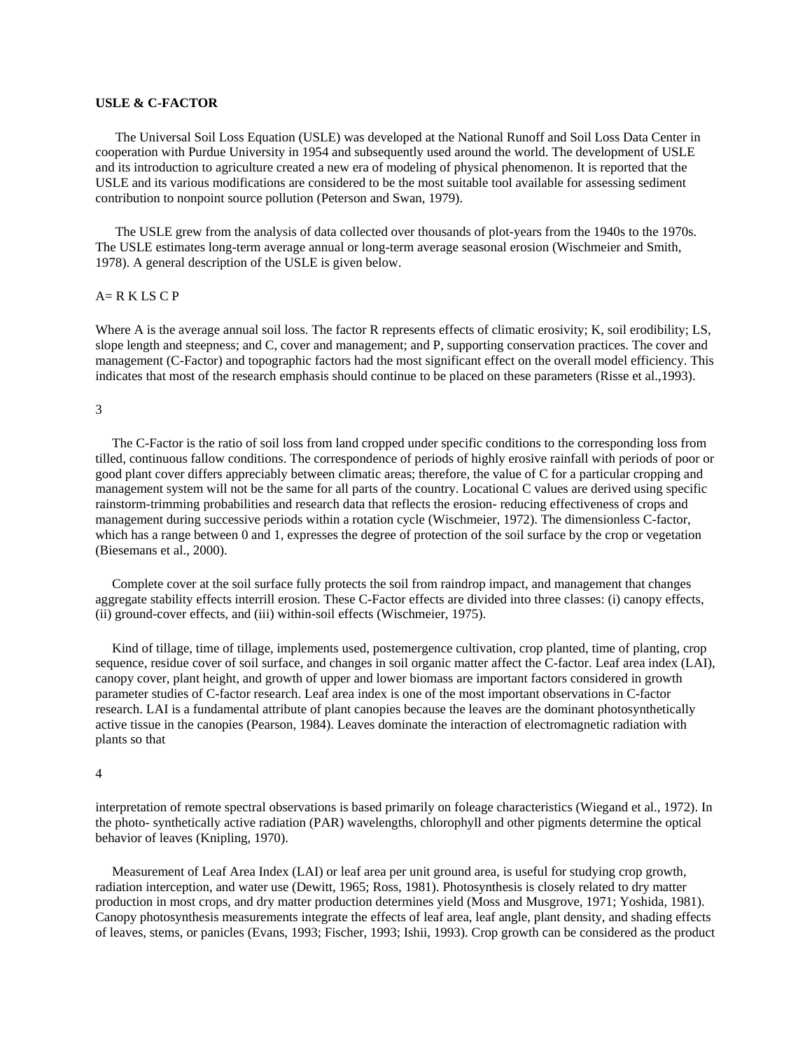**USLE & C-FACTOR**

The Universal Soil Loss Equation (USLE) was developed at the National Runoff and Soil Loss Data Center in cooperation with Purdue University in 1954 and subsequently used around the world. The development of USLE and its introduction to agriculture created a new era of modeling of physical phenomenon. It is reported that the USLE and its various modifications are considered to be the most suitable tool available for assessing sediment contribution to nonpoint source pollution (Peterson and Swan, 1979).

The USLE grew from the analysis of data collected over thousands of plot-years from the 1940s to the 1970s. The USLE estimates long-term average annual or long-term average seasonal erosion (Wischmeier and Smith, 1978). A general description of the USLE is given below.

$$A = R\ K\ LS\ C\ P$$

Where A is the average annual soil loss. The factor R represents effects of climatic erosivity; K, soil erodibility; LS, slope length and steepness; and C, cover and management; and P, supporting conservation practices. The cover and management (C-Factor) and topographic factors had the most significant effect on the overall model efficiency. This indicates that most of the research emphasis should continue to be placed on these parameters (Risse et al.,1993).

The C-Factor is the ratio of soil loss from land cropped under specific conditions to the corresponding loss from tilled, continuous fallow conditions. The correspondence of periods of highly erosive rainfall with periods of poor or good plant cover differs appreciably between climatic areas; therefore, the value of C for a particular cropping and management system will not be the same for all parts of the country. Locational C values are derived using specific rainstorm-trimming probabilities and research data that reflects the erosion- reducing effectiveness of crops and management during successive periods within a rotation cycle (Wischmeier, 1972). The dimensionless C-factor, which has a range between 0 and 1, expresses the degree of protection of the soil surface by the crop or vegetation (Biesemans et al., 2000).

Complete cover at the soil surface fully protects the soil from raindrop impact, and management that changes aggregate stability effects interrill erosion. These C-Factor effects are divided into three classes: (i) canopy effects, (ii) ground-cover effects, and (iii) within-soil effects (Wischmeier, 1975).

Kind of tillage, time of tillage, implements used, postemergence cultivation, crop planted, time of planting, crop sequence, residue cover of soil surface, and changes in soil organic matter affect the C-factor. Leaf area index (LAI), canopy cover, plant height, and growth of upper and lower biomass are important factors considered in growth parameter studies of C-factor research. Leaf area index is one of the most important observations in C-factor research. LAI is a fundamental attribute of plant canopies because the leaves are the dominant photosynthetically active tissue in the canopies (Pearson, 1984). Leaves dominate the interaction of electromagnetic radiation with plants so that interpretation of remote spectral observations is based primarily on foleage characteristics (Wiegand et al., 1972). In the photo- synthetically active radiation (PAR) wavelengths, chlorophyll and other pigments determine the optical behavior of leaves (Knipling, 1970).

Measurement of Leaf Area Index (LAI) or leaf area per unit ground area, is useful for studying crop growth, radiation interception, and water use (Dewitt, 1965; Ross, 1981). Photosynthesis is closely related to dry matter production in most crops, and dry matter production determines yield (Moss and Musgrove, 1971; Yoshida, 1981). Canopy photosynthesis measurements integrate the effects of leaf area, leaf angle, plant density, and shading effects of leaves, stems, or panicles (Evans, 1993; Fischer, 1993; Ishii, 1993). Crop growth can be considered as the product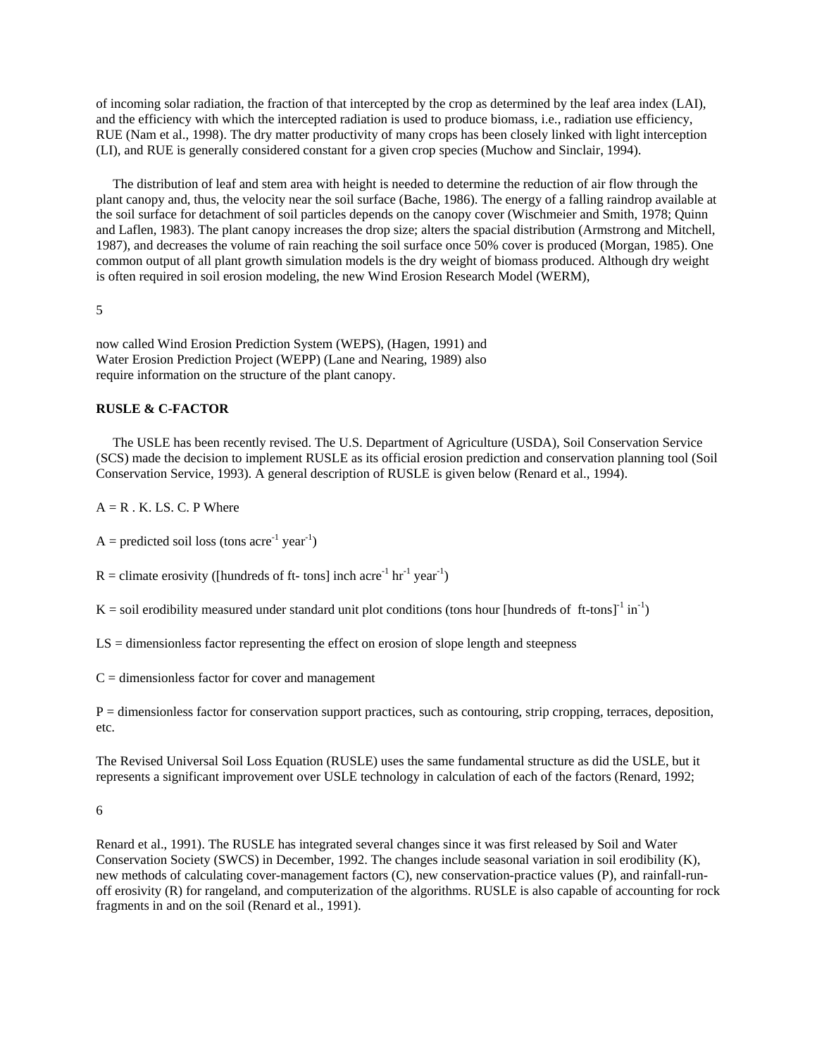of incoming solar radiation, the fraction of that intercepted by the crop as determined by the leaf area index (LAI), and the efficiency with which the intercepted radiation is used to produce biomass, i.e., radiation use efficiency, RUE (Nam et al., 1998). The dry matter productivity of many crops has been closely linked with light interception (LI), and RUE is generally considered constant for a given crop species (Muchow and Sinclair, 1994).

The distribution of leaf and stem area with height is needed to determine the reduction of air flow through the plant canopy and, thus, the velocity near the soil surface (Bache, 1986). The energy of a falling raindrop available at the soil surface for detachment of soil particles depends on the canopy cover (Wischmeier and Smith, 1978; Quinn and Laflen, 1983). The plant canopy increases the drop size; alters the spacial distribution (Armstrong and Mitchell, 1987), and decreases the volume of rain reaching the soil surface once 50% cover is produced (Morgan, 1985). One common output of all plant growth simulation models is the dry weight of biomass produced. Although dry weight is often required in soil erosion modeling, the new Wind Erosion Research Model (WERM),

now called Wind Erosion Prediction System (WEPS), (Hagen, 1991) and Water Erosion Prediction Project (WEPP) (Lane and Nearing, 1989) also require information on the structure of the plant canopy.

**RUSLE & C-FACTOR**

The USLE has been recently revised. The U.S. Department of Agriculture (USDA), Soil Conservation Service (SCS) made the decision to implement RUSLE as its official erosion prediction and conservation planning tool (Soil Conservation Service, 1993). A general description of RUSLE is given below (Renard et al., 1994).

$A = R \cdot K \cdot LS \cdot C \cdot P$ Where

A = predicted soil loss (tons acre$^{-1}$ year$^{-1}$)

R = climate erosivity ([hundreds of ft- tons] inch acre$^{-1}$ hr$^{-1}$ year$^{-1}$)

K = soil erodibility measured under standard unit plot conditions (tons hour [hundreds of ft-tons]$^{-1}$ in$^{-1}$)

LS = dimensionless factor representing the effect on erosion of slope length and steepness

C = dimensionless factor for cover and management

P = dimensionless factor for conservation support practices, such as contouring, strip cropping, terraces, deposition, etc.

The Revised Universal Soil Loss Equation (RUSLE) uses the same fundamental structure as did the USLE, but it represents a significant improvement over USLE technology in calculation of each of the factors (Renard, 1992; Renard et al., 1991). The RUSLE has integrated several changes since it was first released by Soil and Water Conservation Society (SWCS) in December, 1992. The changes include seasonal variation in soil erodibility (K), new methods of calculating cover-management factors (C), new conservation-practice values (P), and rainfall-run-off erosivity (R) for rangeland, and computerization of the algorithms. RUSLE is also capable of accounting for rock fragments in and on the soil (Renard et al., 1991).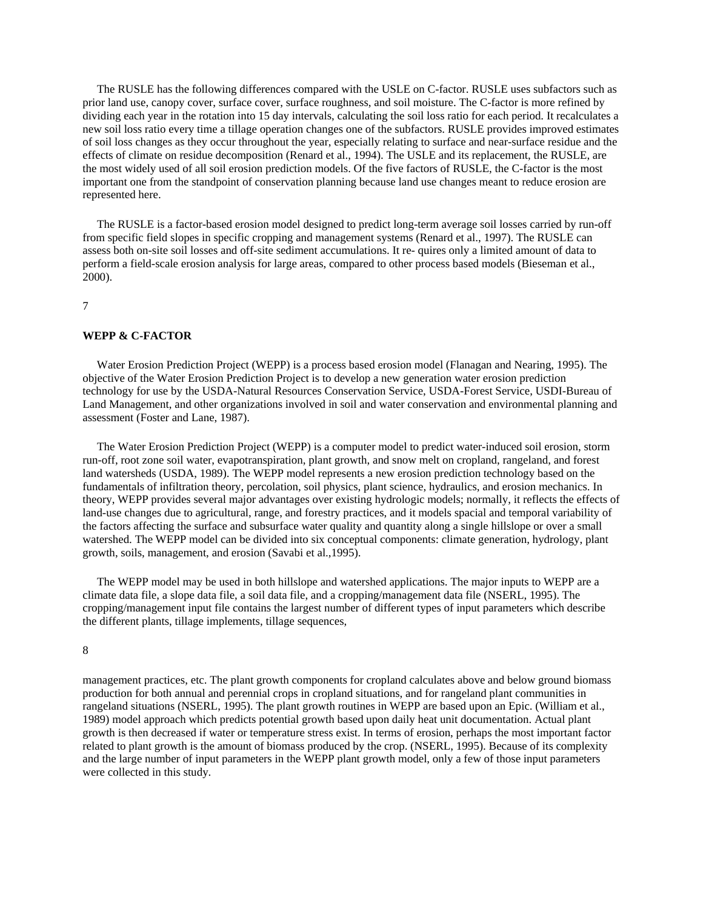The RUSLE has the following differences compared with the USLE on C-factor. RUSLE uses subfactors such as prior land use, canopy cover, surface cover, surface roughness, and soil moisture. The C-factor is more refined by dividing each year in the rotation into 15 day intervals, calculating the soil loss ratio for each period. It recalculates a new soil loss ratio every time a tillage operation changes one of the subfactors. RUSLE provides improved estimates of soil loss changes as they occur throughout the year, especially relating to surface and near-surface residue and the effects of climate on residue decomposition (Renard et al., 1994). The USLE and its replacement, the RUSLE, are the most widely used of all soil erosion prediction models. Of the five factors of RUSLE, the C-factor is the most important one from the standpoint of conservation planning because land use changes meant to reduce erosion are represented here.

The RUSLE is a factor-based erosion model designed to predict long-term average soil losses carried by run-off from specific field slopes in specific cropping and management systems (Renard et al., 1997). The RUSLE can assess both on-site soil losses and off-site sediment accumulations. It re- quires only a limited amount of data to perform a field-scale erosion analysis for large areas, compared to other process based models (Bieseman et al., 2000).

**WEPP & C-FACTOR**

Water Erosion Prediction Project (WEPP) is a process based erosion model (Flanagan and Nearing, 1995). The objective of the Water Erosion Prediction Project is to develop a new generation water erosion prediction technology for use by the USDA-Natural Resources Conservation Service, USDA-Forest Service, USDI-Bureau of Land Management, and other organizations involved in soil and water conservation and environmental planning and assessment (Foster and Lane, 1987).

The Water Erosion Prediction Project (WEPP) is a computer model to predict water-induced soil erosion, storm run-off, root zone soil water, evapotranspiration, plant growth, and snow melt on cropland, rangeland, and forest land watersheds (USDA, 1989). The WEPP model represents a new erosion prediction technology based on the fundamentals of infiltration theory, percolation, soil physics, plant science, hydraulics, and erosion mechanics. In theory, WEPP provides several major advantages over existing hydrologic models; normally, it reflects the effects of land-use changes due to agricultural, range, and forestry practices, and it models spacial and temporal variability of the factors affecting the surface and subsurface water quality and quantity along a single hillslope or over a small watershed. The WEPP model can be divided into six conceptual components: climate generation, hydrology, plant growth, soils, management, and erosion (Savabi et al.,1995).

The WEPP model may be used in both hillslope and watershed applications. The major inputs to WEPP are a climate data file, a slope data file, a soil data file, and a cropping/management data file (NSERL, 1995). The cropping/management input file contains the largest number of different types of input parameters which describe the different plants, tillage implements, tillage sequences, management practices, etc. The plant growth components for cropland calculates above and below ground biomass production for both annual and perennial crops in cropland situations, and for rangeland plant communities in rangeland situations (NSERL, 1995). The plant growth routines in WEPP are based upon an Epic. (William et al., 1989) model approach which predicts potential growth based upon daily heat unit documentation. Actual plant growth is then decreased if water or temperature stress exist. In terms of erosion, perhaps the most important factor related to plant growth is the amount of biomass produced by the crop. (NSERL, 1995). Because of its complexity and the large number of input parameters in the WEPP plant growth model, only a few of those input parameters were collected in this study.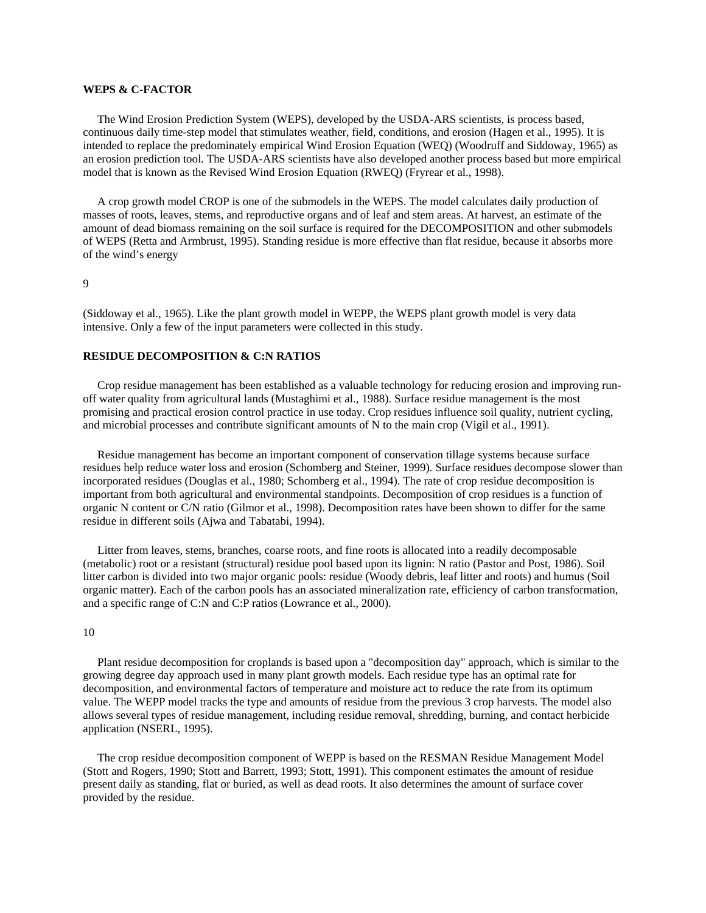### WEPS & C-FACTOR

The Wind Erosion Prediction System (WEPS), developed by the USDA-ARS scientists, is process based, continuous daily time-step model that stimulates weather, field, conditions, and erosion (Hagen et al., 1995). It is intended to replace the predominately empirical Wind Erosion Equation (WEQ) (Woodruff and Siddoway, 1965) as an erosion prediction tool. The USDA-ARS scientists have also developed another process based but more empirical model that is known as the Revised Wind Erosion Equation (RWEQ) (Fryrear et al., 1998).

A crop growth model CROP is one of the submodels in the WEPS. The model calculates daily production of masses of roots, leaves, stems, and reproductive organs and of leaf and stem areas. At harvest, an estimate of the amount of dead biomass remaining on the soil surface is required for the DECOMPOSITION and other submodels of WEPS (Retta and Armbrust, 1995). Standing residue is more effective than flat residue, because it absorbs more of the wind's energy (Siddoway et al., 1965). Like the plant growth model in WEPP, the WEPS plant growth model is very data intensive. Only a few of the input parameters were collected in this study.

### RESIDUE DECOMPOSITION & C:N RATIOS

Crop residue management has been established as a valuable technology for reducing erosion and improving run-off water quality from agricultural lands (Mustaghimi et al., 1988). Surface residue management is the most promising and practical erosion control practice in use today. Crop residues influence soil quality, nutrient cycling, and microbial processes and contribute significant amounts of N to the main crop (Vigil et al., 1991).

Residue management has become an important component of conservation tillage systems because surface residues help reduce water loss and erosion (Schomberg and Steiner, 1999). Surface residues decompose slower than incorporated residues (Douglas et al., 1980; Schomberg et al., 1994). The rate of crop residue decomposition is important from both agricultural and environmental standpoints. Decomposition of crop residues is a function of organic N content or C/N ratio (Gilmor et al., 1998). Decomposition rates have been shown to differ for the same residue in different soils (Ajwa and Tabatabi, 1994).

Litter from leaves, stems, branches, coarse roots, and fine roots is allocated into a readily decomposable (metabolic) root or a resistant (structural) residue pool based upon its lignin: N ratio (Pastor and Post, 1986). Soil litter carbon is divided into two major organic pools: residue (Woody debris, leaf litter and roots) and humus (Soil organic matter). Each of the carbon pools has an associated mineralization rate, efficiency of carbon transformation, and a specific range of C:N and C:P ratios (Lowrance et al., 2000).

Plant residue decomposition for croplands is based upon a "decomposition day" approach, which is similar to the growing degree day approach used in many plant growth models. Each residue type has an optimal rate for decomposition, and environmental factors of temperature and moisture act to reduce the rate from its optimum value. The WEPP model tracks the type and amounts of residue from the previous 3 crop harvests. The model also allows several types of residue management, including residue removal, shredding, burning, and contact herbicide application (NSERL, 1995).

The crop residue decomposition component of WEPP is based on the RESMAN Residue Management Model (Stott and Rogers, 1990; Stott and Barrett, 1993; Stott, 1991). This component estimates the amount of residue present daily as standing, flat or buried, as well as dead roots. It also determines the amount of surface cover provided by the residue.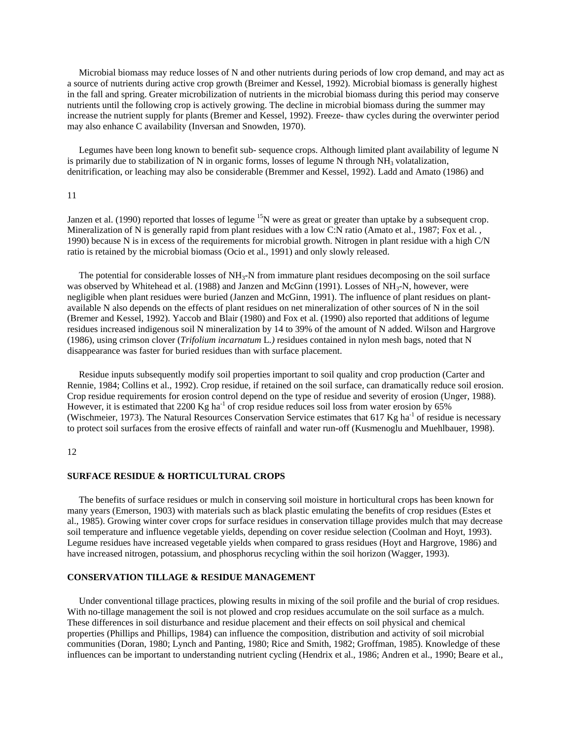Microbial biomass may reduce losses of N and other nutrients during periods of low crop demand, and may act as a source of nutrients during active crop growth (Breimer and Kessel, 1992). Microbial biomass is generally highest in the fall and spring. Greater microbilization of nutrients in the microbial biomass during this period may conserve nutrients until the following crop is actively growing. The decline in microbial biomass during the summer may increase the nutrient supply for plants (Bremer and Kessel, 1992). Freeze- thaw cycles during the overwinter period may also enhance C availability (Inversan and Snowden, 1970).

Legumes have been long known to benefit sub- sequence crops. Although limited plant availability of legume N is primarily due to stabilization of N in organic forms, losses of legume N through $NH_3$ volatalization, denitrification, or leaching may also be considerable (Bremmer and Kessel, 1992). Ladd and Amato (1986) and Janzen et al. (1990) reported that losses of legume $^{15}N$ were as great or greater than uptake by a subsequent crop. Mineralization of N is generally rapid from plant residues with a low C:N ratio (Amato et al., 1987; Fox et al. , 1990) because N is in excess of the requirements for microbial growth. Nitrogen in plant residue with a high C/N ratio is retained by the microbial biomass (Ocio et al., 1991) and only slowly released.

The potential for considerable losses of $NH_3$-N from immature plant residues decomposing on the soil surface was observed by Whitehead et al. (1988) and Janzen and McGinn (1991). Losses of $NH_3$-N, however, were negligible when plant residues were buried (Janzen and McGinn, 1991). The influence of plant residues on plant-available N also depends on the effects of plant residues on net mineralization of other sources of N in the soil (Bremer and Kessel, 1992). Yaccob and Blair (1980) and Fox et al. (1990) also reported that additions of legume residues increased indigenous soil N mineralization by 14 to 39% of the amount of N added. Wilson and Hargrove (1986), using crimson clover (*Trifolium incarnatum* L.*)* residues contained in nylon mesh bags, noted that N disappearance was faster for buried residues than with surface placement.

Residue inputs subsequently modify soil properties important to soil quality and crop production (Carter and Rennie, 1984; Collins et al., 1992). Crop residue, if retained on the soil surface, can dramatically reduce soil erosion. Crop residue requirements for erosion control depend on the type of residue and severity of erosion (Unger, 1988). However, it is estimated that 2200 Kg ha$^{-1}$ of crop residue reduces soil loss from water erosion by 65% (Wischmeier, 1973). The Natural Resources Conservation Service estimates that 617 Kg ha$^{-1}$ of residue is necessary to protect soil surfaces from the erosive effects of rainfall and water run-off (Kusmenoglu and Muehlbauer, 1998).

## SURFACE RESIDUE & HORTICULTURAL CROPS

The benefits of surface residues or mulch in conserving soil moisture in horticultural crops has been known for many years (Emerson, 1903) with materials such as black plastic emulating the benefits of crop residues (Estes et al., 1985). Growing winter cover crops for surface residues in conservation tillage provides mulch that may decrease soil temperature and influence vegetable yields, depending on cover residue selection (Coolman and Hoyt, 1993). Legume residues have increased vegetable yields when compared to grass residues (Hoyt and Hargrove, 1986) and have increased nitrogen, potassium, and phosphorus recycling within the soil horizon (Wagger, 1993).

## CONSERVATION TILLAGE & RESIDUE MANAGEMENT

Under conventional tillage practices, plowing results in mixing of the soil profile and the burial of crop residues. With no-tillage management the soil is not plowed and crop residues accumulate on the soil surface as a mulch. These differences in soil disturbance and residue placement and their effects on soil physical and chemical properties (Phillips and Phillips, 1984) can influence the composition, distribution and activity of soil microbial communities (Doran, 1980; Lynch and Panting, 1980; Rice and Smith, 1982; Groffman, 1985). Knowledge of these influences can be important to understanding nutrient cycling (Hendrix et al., 1986; Andren et al., 1990; Beare et al.,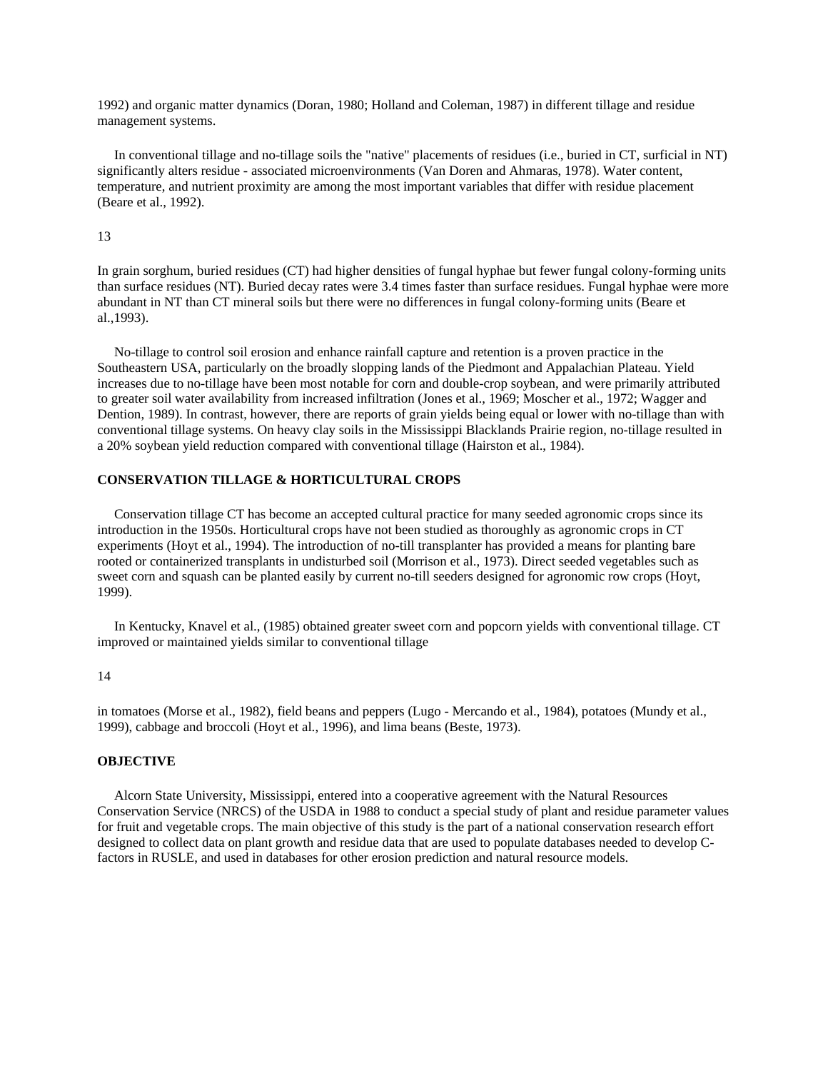1992) and organic matter dynamics (Doran, 1980; Holland and Coleman, 1987) in different tillage and residue management systems.

In conventional tillage and no-tillage soils the "native" placements of residues (i.e., buried in CT, surficial in NT) significantly alters residue - associated microenvironments (Van Doren and Ahmaras, 1978). Water content, temperature, and nutrient proximity are among the most important variables that differ with residue placement (Beare et al., 1992).

In grain sorghum, buried residues (CT) had higher densities of fungal hyphae but fewer fungal colony-forming units than surface residues (NT). Buried decay rates were 3.4 times faster than surface residues. Fungal hyphae were more abundant in NT than CT mineral soils but there were no differences in fungal colony-forming units (Beare et al.,1993).

No-tillage to control soil erosion and enhance rainfall capture and retention is a proven practice in the Southeastern USA, particularly on the broadly slopping lands of the Piedmont and Appalachian Plateau. Yield increases due to no-tillage have been most notable for corn and double-crop soybean, and were primarily attributed to greater soil water availability from increased infiltration (Jones et al., 1969; Moscher et al., 1972; Wagger and Dention, 1989). In contrast, however, there are reports of grain yields being equal or lower with no-tillage than with conventional tillage systems. On heavy clay soils in the Mississippi Blacklands Prairie region, no-tillage resulted in a 20% soybean yield reduction compared with conventional tillage (Hairston et al., 1984).

## CONSERVATION TILLAGE & HORTICULTURAL CROPS

Conservation tillage CT has become an accepted cultural practice for many seeded agronomic crops since its introduction in the 1950s. Horticultural crops have not been studied as thoroughly as agronomic crops in CT experiments (Hoyt et al., 1994). The introduction of no-till transplanter has provided a means for planting bare rooted or containerized transplants in undisturbed soil (Morrison et al., 1973). Direct seeded vegetables such as sweet corn and squash can be planted easily by current no-till seeders designed for agronomic row crops (Hoyt, 1999).

In Kentucky, Knavel et al., (1985) obtained greater sweet corn and popcorn yields with conventional tillage. CT improved or maintained yields similar to conventional tillage in tomatoes (Morse et al., 1982), field beans and peppers (Lugo - Mercando et al., 1984), potatoes (Mundy et al., 1999), cabbage and broccoli (Hoyt et al., 1996), and lima beans (Beste, 1973).

## OBJECTIVE

Alcorn State University, Mississippi, entered into a cooperative agreement with the Natural Resources Conservation Service (NRCS) of the USDA in 1988 to conduct a special study of plant and residue parameter values for fruit and vegetable crops. The main objective of this study is the part of a national conservation research effort designed to collect data on plant growth and residue data that are used to populate databases needed to develop C-factors in RUSLE, and used in databases for other erosion prediction and natural resource models.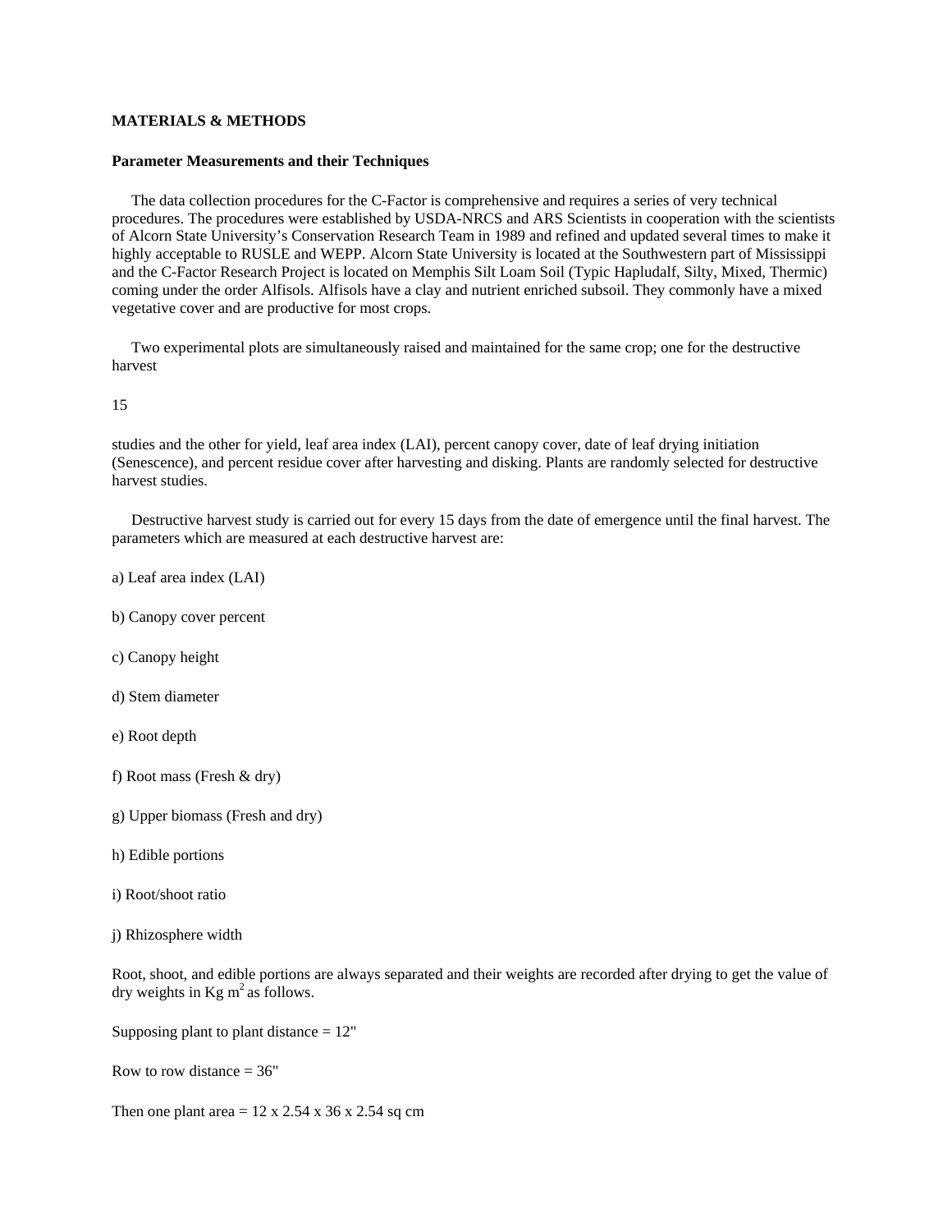**MATERIALS & METHODS**

**Parameter Measurements and their Techniques**

The data collection procedures for the C-Factor is comprehensive and requires a series of very technical procedures. The procedures were established by USDA-NRCS and ARS Scientists in cooperation with the scientists of Alcorn State University's Conservation Research Team in 1989 and refined and updated several times to make it highly acceptable to RUSLE and WEPP. Alcorn State University is located at the Southwestern part of Mississippi and the C-Factor Research Project is located on Memphis Silt Loam Soil (Typic Hapludalf, Silty, Mixed, Thermic) coming under the order Alfisols. Alfisols have a clay and nutrient enriched subsoil. They commonly have a mixed vegetative cover and are productive for most crops.

Two experimental plots are simultaneously raised and maintained for the same crop; one for the destructive harvest studies and the other for yield, leaf area index (LAI), percent canopy cover, date of leaf drying initiation (Senescence), and percent residue cover after harvesting and disking. Plants are randomly selected for destructive harvest studies.

Destructive harvest study is carried out for every 15 days from the date of emergence until the final harvest. The parameters which are measured at each destructive harvest are:

a) Leaf area index (LAI)

b) Canopy cover percent

c) Canopy height

d) Stem diameter

e) Root depth

f) Root mass (Fresh & dry)

g) Upper biomass (Fresh and dry)

h) Edible portions

i) Root/shoot ratio

j) Rhizosphere width

Root, shoot, and edible portions are always separated and their weights are recorded after drying to get the value of dry weights in Kg $m^2$ as follows.

Supposing plant to plant distance = 12"

Row to row distance = 36"

Then one plant area = 12 x 2.54 x 36 x 2.54 sq cm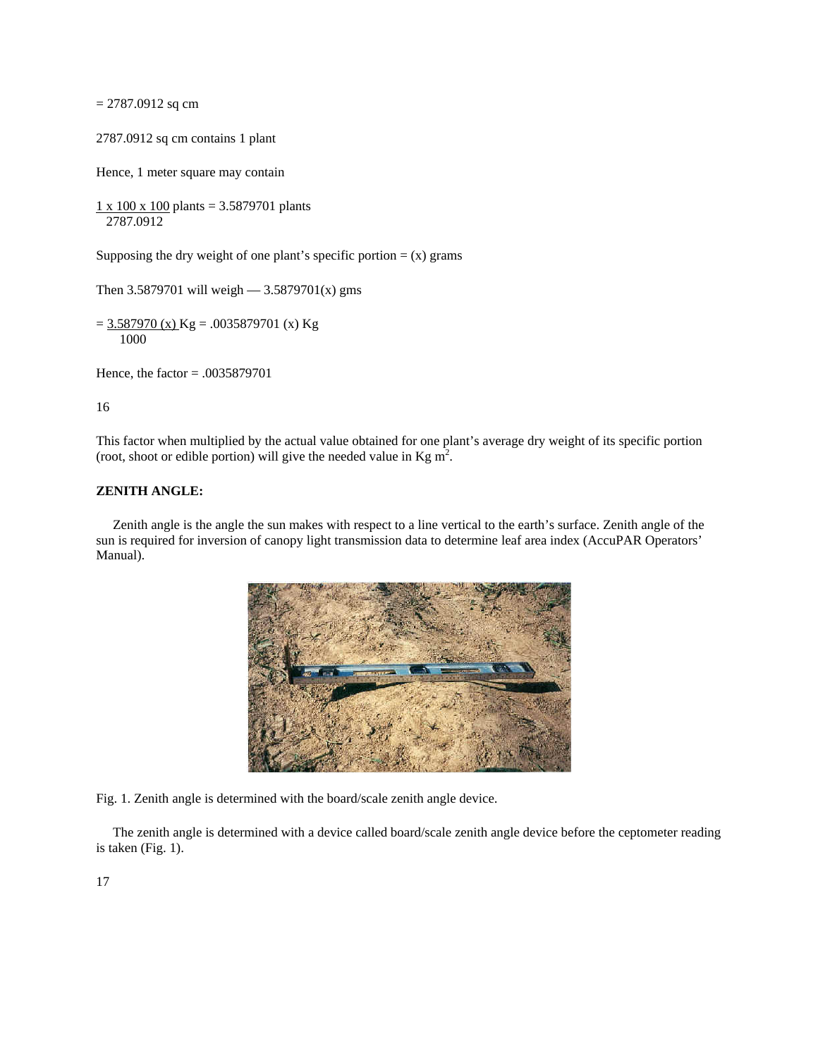= 2787.0912 sq cm

2787.0912 sq cm contains 1 plant

Hence, 1 meter square may contain

$$\frac{1 \times 100 \times 100}{2787.0912} \text{ plants} = 3.5879701 \text{ plants}$$

Supposing the dry weight of one plant's specific portion = (x) grams

Then 3.5879701 will weigh — 3.5879701(x) gms

$$= \frac{3.587970\,(x)}{1000} \text{ Kg} = .0035879701\,(x) \text{ Kg}$$

Hence, the factor = .0035879701

This factor when multiplied by the actual value obtained for one plant's average dry weight of its specific portion (root, shoot or edible portion) will give the needed value in Kg $m^2$.

**ZENITH ANGLE:**

Zenith angle is the angle the sun makes with respect to a line vertical to the earth's surface. Zenith angle of the sun is required for inversion of canopy light transmission data to determine leaf area index (AccuPAR Operators' Manual).

Fig. 1. Zenith angle is determined with the board/scale zenith angle device.

The zenith angle is determined with a device called board/scale zenith angle device before the ceptometer reading is taken (Fig. 1).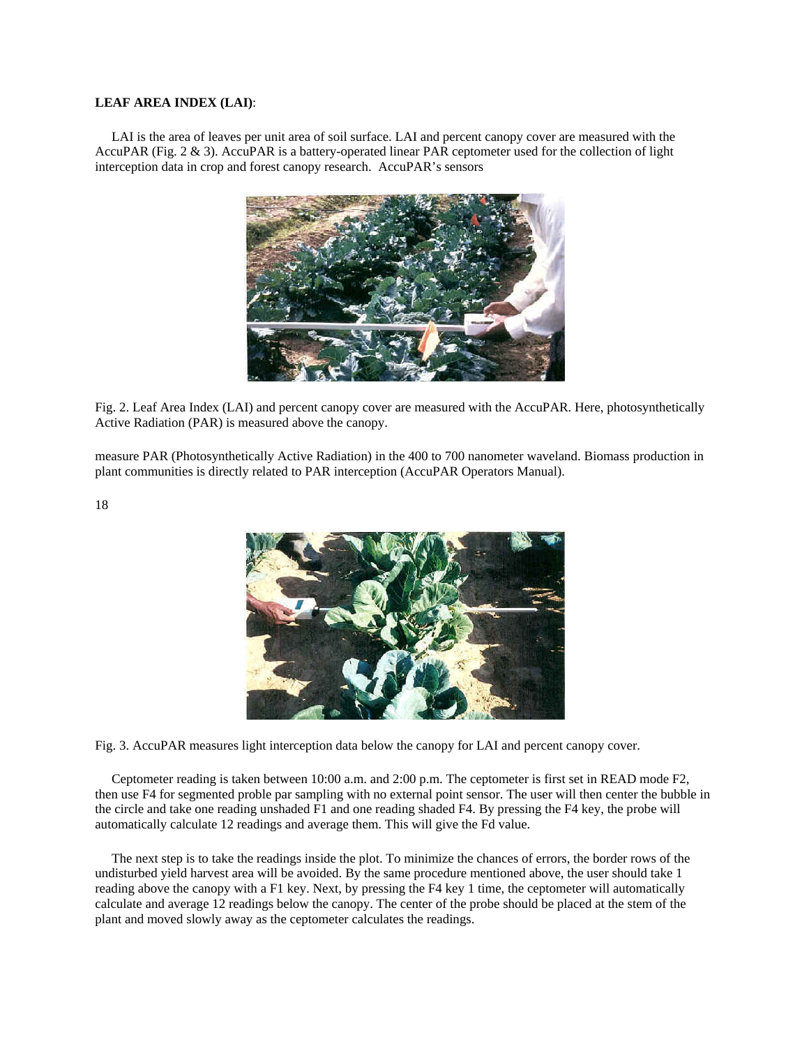**LEAF AREA INDEX (LAI)**:

LAI is the area of leaves per unit area of soil surface. LAI and percent canopy cover are measured with the AccuPAR (Fig. 2 & 3). AccuPAR is a battery-operated linear PAR ceptometer used for the collection of light interception data in crop and forest canopy research. AccuPAR's sensors

Fig. 2. Leaf Area Index (LAI) and percent canopy cover are measured with the AccuPAR. Here, photosynthetically Active Radiation (PAR) is measured above the canopy.

measure PAR (Photosynthetically Active Radiation) in the 400 to 700 nanometer waveland. Biomass production in plant communities is directly related to PAR interception (AccuPAR Operators Manual).

Fig. 3. AccuPAR measures light interception data below the canopy for LAI and percent canopy cover.

Ceptometer reading is taken between 10:00 a.m. and 2:00 p.m. The ceptometer is first set in READ mode F2, then use F4 for segmented proble par sampling with no external point sensor. The user will then center the bubble in the circle and take one reading unshaded F1 and one reading shaded F4. By pressing the F4 key, the probe will automatically calculate 12 readings and average them. This will give the Fd value.

The next step is to take the readings inside the plot. To minimize the chances of errors, the border rows of the undisturbed yield harvest area will be avoided. By the same procedure mentioned above, the user should take 1 reading above the canopy with a F1 key. Next, by pressing the F4 key 1 time, the ceptometer will automatically calculate and average 12 readings below the canopy. The center of the probe should be placed at the stem of the plant and moved slowly away as the ceptometer calculates the readings.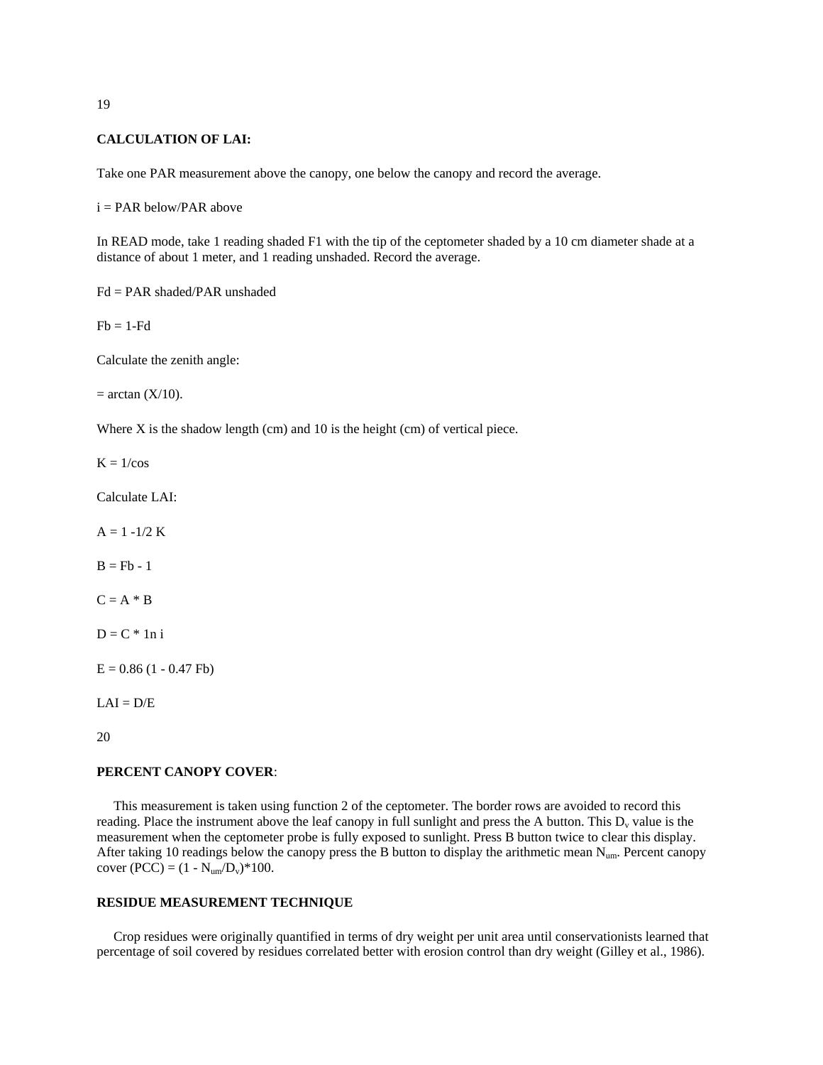## CALCULATION OF LAI:

Take one PAR measurement above the canopy, one below the canopy and record the average.

i = PAR below/PAR above

In READ mode, take 1 reading shaded F1 with the tip of the ceptometer shaded by a 10 cm diameter shade at a distance of about 1 meter, and 1 reading unshaded. Record the average.

Fd = PAR shaded/PAR unshaded

Fb = 1-Fd

Calculate the zenith angle:

= arctan (X/10).

Where X is the shadow length (cm) and 10 is the height (cm) of vertical piece.

K = 1/cos

Calculate LAI:

A = 1 -1/2 K

B = Fb - 1

C = A * B

D = C * 1n i

E = 0.86 (1 - 0.47 Fb)

LAI = D/E

## PERCENT CANOPY COVER:

This measurement is taken using function 2 of the ceptometer. The border rows are avoided to record this reading. Place the instrument above the leaf canopy in full sunlight and press the A button. This $D_v$ value is the measurement when the ceptometer probe is fully exposed to sunlight. Press B button twice to clear this display. After taking 10 readings below the canopy press the B button to display the arithmetic mean $N_{um}$. Percent canopy cover (PCC) = $(1 - N_{um}/D_v)$*100.

## RESIDUE MEASUREMENT TECHNIQUE

Crop residues were originally quantified in terms of dry weight per unit area until conservationists learned that percentage of soil covered by residues correlated better with erosion control than dry weight (Gilley et al., 1986).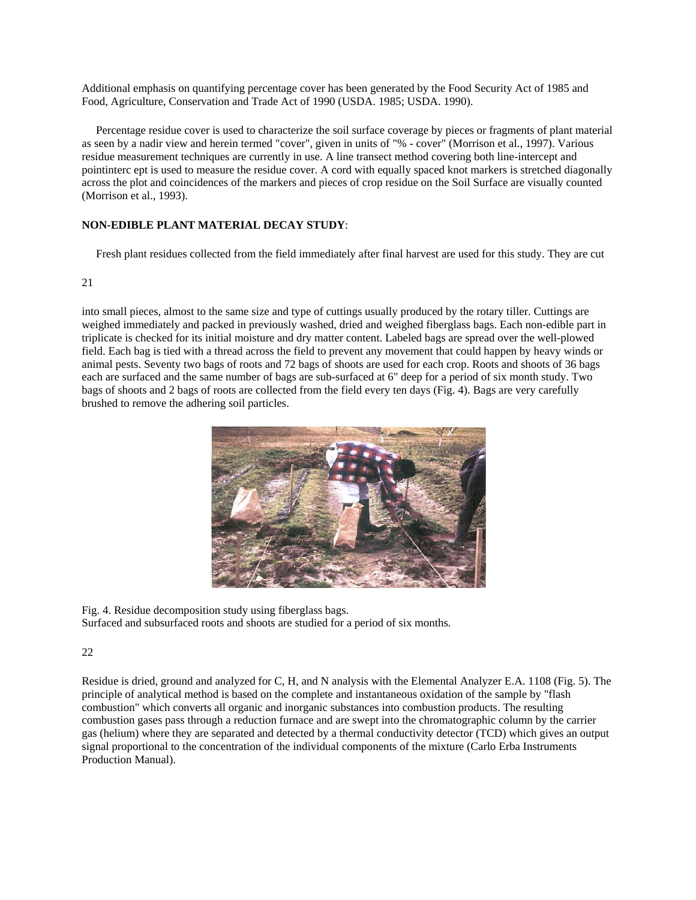Additional emphasis on quantifying percentage cover has been generated by the Food Security Act of 1985 and Food, Agriculture, Conservation and Trade Act of 1990 (USDA. 1985; USDA. 1990).

Percentage residue cover is used to characterize the soil surface coverage by pieces or fragments of plant material as seen by a nadir view and herein termed "cover", given in units of "% - cover" (Morrison et al., 1997). Various residue measurement techniques are currently in use. A line transect method covering both line-intercept and pointinterc ept is used to measure the residue cover. A cord with equally spaced knot markers is stretched diagonally across the plot and coincidences of the markers and pieces of crop residue on the Soil Surface are visually counted (Morrison et al., 1993).

**NON-EDIBLE PLANT MATERIAL DECAY STUDY**:

Fresh plant residues collected from the field immediately after final harvest are used for this study. They are cut into small pieces, almost to the same size and type of cuttings usually produced by the rotary tiller. Cuttings are weighed immediately and packed in previously washed, dried and weighed fiberglass bags. Each non-edible part in triplicate is checked for its initial moisture and dry matter content. Labeled bags are spread over the well-plowed field. Each bag is tied with a thread across the field to prevent any movement that could happen by heavy winds or animal pests. Seventy two bags of roots and 72 bags of shoots are used for each crop. Roots and shoots of 36 bags each are surfaced and the same number of bags are sub-surfaced at 6" deep for a period of six month study. Two bags of shoots and 2 bags of roots are collected from the field every ten days (Fig. 4). Bags are very carefully brushed to remove the adhering soil particles.

Fig. 4. Residue decomposition study using fiberglass bags.
Surfaced and subsurfaced roots and shoots are studied for a period of six months.

Residue is dried, ground and analyzed for C, H, and N analysis with the Elemental Analyzer E.A. 1108 (Fig. 5). The principle of analytical method is based on the complete and instantaneous oxidation of the sample by "flash combustion" which converts all organic and inorganic substances into combustion products. The resulting combustion gases pass through a reduction furnace and are swept into the chromatographic column by the carrier gas (helium) where they are separated and detected by a thermal conductivity detector (TCD) which gives an output signal proportional to the concentration of the individual components of the mixture (Carlo Erba Instruments Production Manual).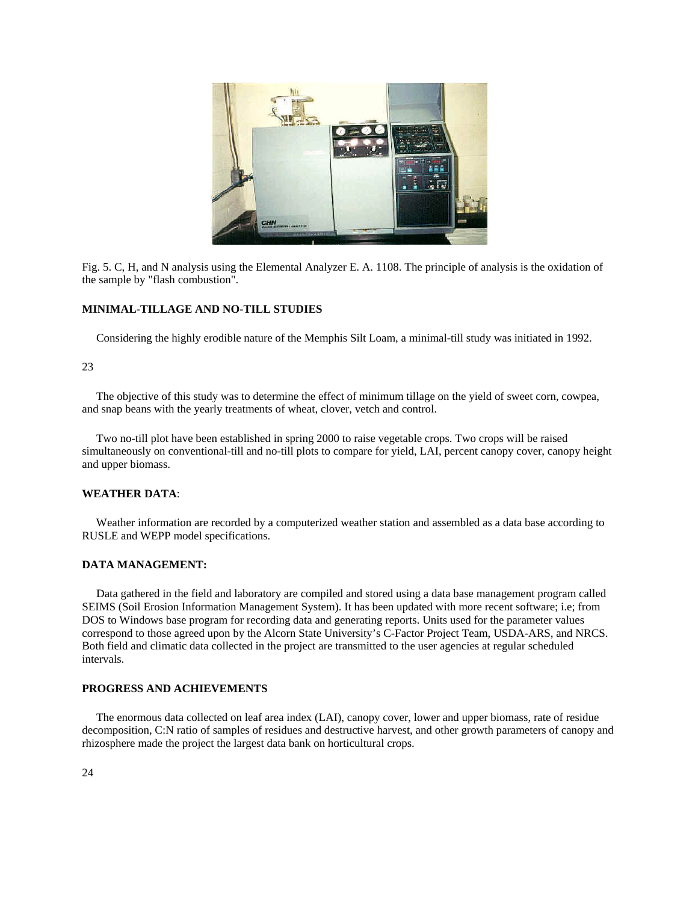Fig. 5. C, H, and N analysis using the Elemental Analyzer E. A. 1108. The principle of analysis is the oxidation of the sample by "flash combustion".

**MINIMAL-TILLAGE AND NO-TILL STUDIES**

Considering the highly erodible nature of the Memphis Silt Loam, a minimal-till study was initiated in 1992.

The objective of this study was to determine the effect of minimum tillage on the yield of sweet corn, cowpea, and snap beans with the yearly treatments of wheat, clover, vetch and control.

Two no-till plot have been established in spring 2000 to raise vegetable crops. Two crops will be raised simultaneously on conventional-till and no-till plots to compare for yield, LAI, percent canopy cover, canopy height and upper biomass.

**WEATHER DATA**:

Weather information are recorded by a computerized weather station and assembled as a data base according to RUSLE and WEPP model specifications.

**DATA MANAGEMENT:**

Data gathered in the field and laboratory are compiled and stored using a data base management program called SEIMS (Soil Erosion Information Management System). It has been updated with more recent software; i.e; from DOS to Windows base program for recording data and generating reports. Units used for the parameter values correspond to those agreed upon by the Alcorn State University's C-Factor Project Team, USDA-ARS, and NRCS. Both field and climatic data collected in the project are transmitted to the user agencies at regular scheduled intervals.

**PROGRESS AND ACHIEVEMENTS**

The enormous data collected on leaf area index (LAI), canopy cover, lower and upper biomass, rate of residue decomposition, C:N ratio of samples of residues and destructive harvest, and other growth parameters of canopy and rhizosphere made the project the largest data bank on horticultural crops.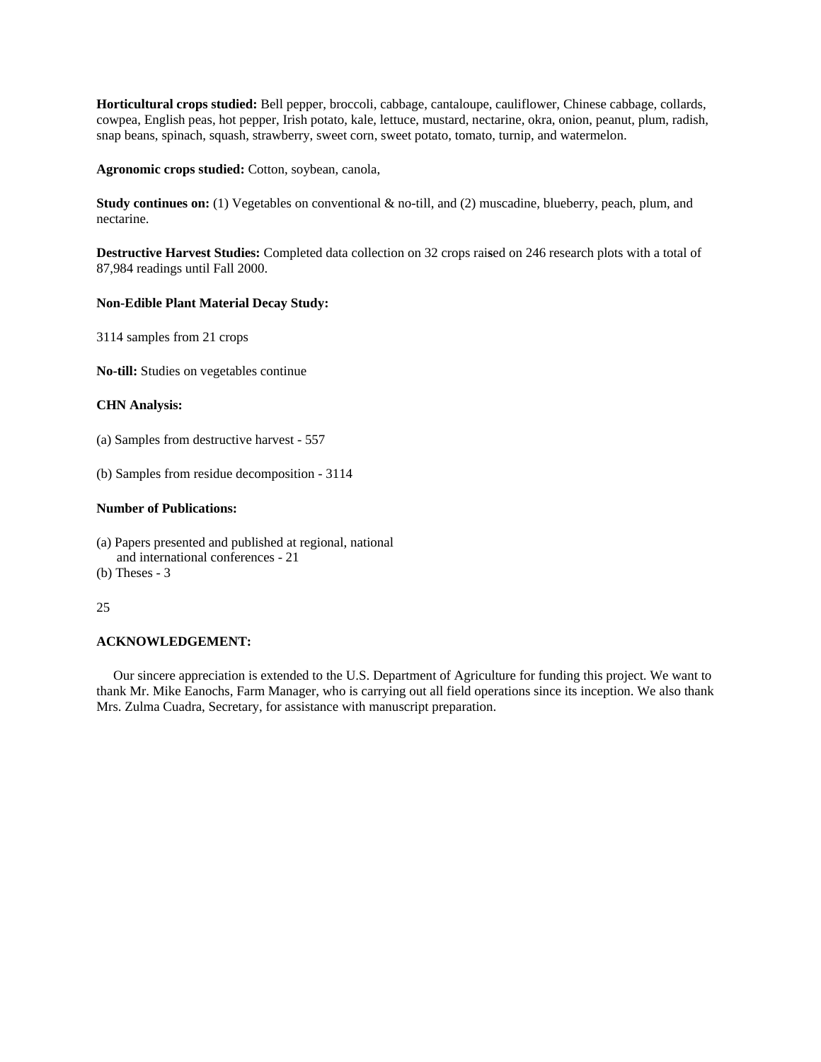**Horticultural crops studied:** Bell pepper, broccoli, cabbage, cantaloupe, cauliflower, Chinese cabbage, collards, cowpea, English peas, hot pepper, Irish potato, kale, lettuce, mustard, nectarine, okra, onion, peanut, plum, radish, snap beans, spinach, squash, strawberry, sweet corn, sweet potato, tomato, turnip, and watermelon.

**Agronomic crops studied:** Cotton, soybean, canola,

**Study continues on:** (1) Vegetables on conventional & no-till, and (2) muscadine, blueberry, peach, plum, and nectarine.

**Destructive Harvest Studies:** Completed data collection on 32 crops raised on 246 research plots with a total of 87,984 readings until Fall 2000.

**Non-Edible Plant Material Decay Study:**

3114 samples from 21 crops

**No-till:** Studies on vegetables continue

**CHN Analysis:**

(a) Samples from destructive harvest - 557

(b) Samples from residue decomposition - 3114

**Number of Publications:**

(a) Papers presented and published at regional, national and international conferences - 21
(b) Theses - 3

25

**ACKNOWLEDGEMENT:**

Our sincere appreciation is extended to the U.S. Department of Agriculture for funding this project. We want to thank Mr. Mike Eanochs, Farm Manager, who is carrying out all field operations since its inception. We also thank Mrs. Zulma Cuadra, Secretary, for assistance with manuscript preparation.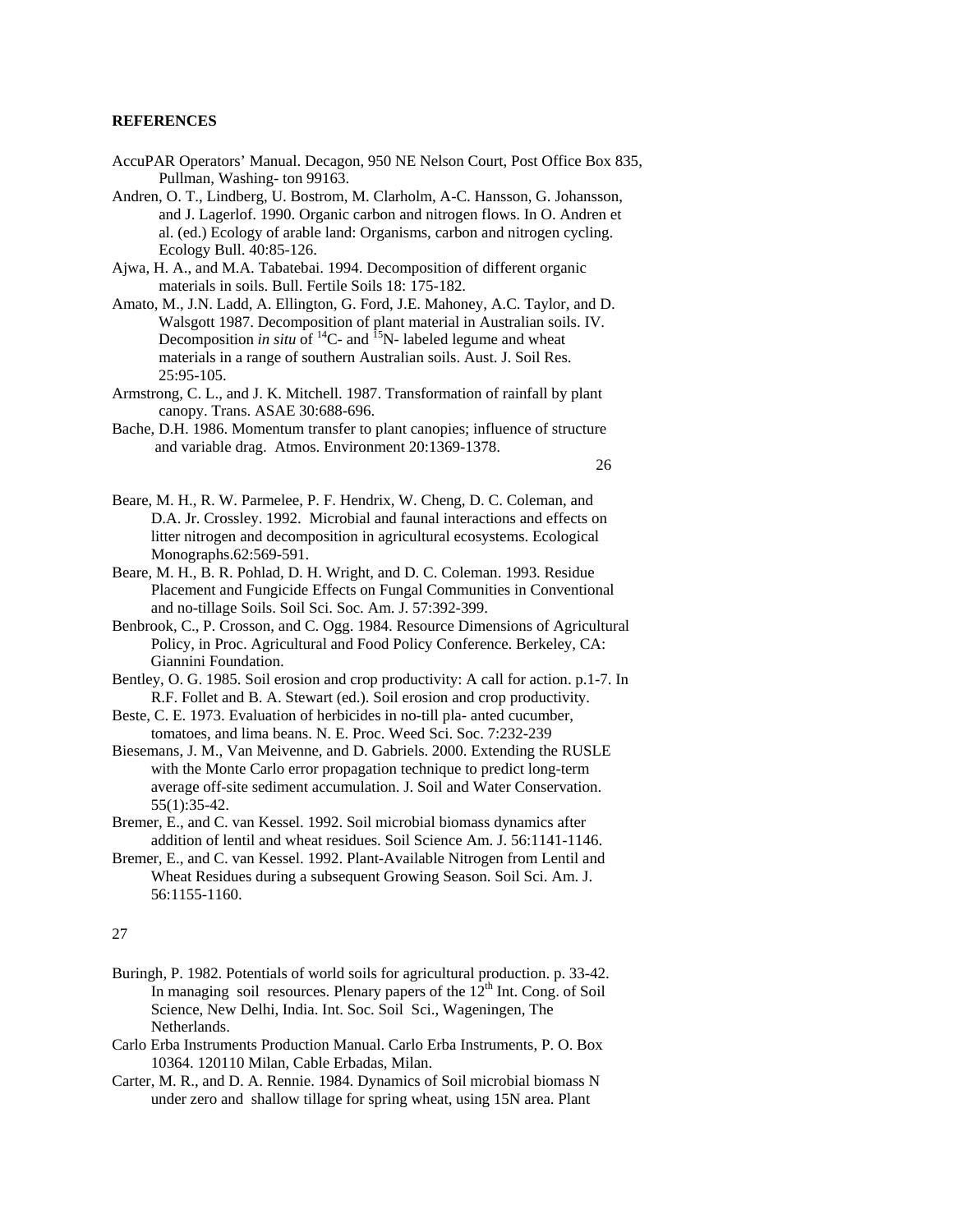**REFERENCES**

AccuPAR Operators' Manual. Decagon, 950 NE Nelson Court, Post Office Box 835, Pullman, Washing- ton 99163.

Andren, O. T., Lindberg, U. Bostrom, M. Clarholm, A-C. Hansson, G. Johansson, and J. Lagerlof. 1990. Organic carbon and nitrogen flows. In O. Andren et al. (ed.) Ecology of arable land: Organisms, carbon and nitrogen cycling. Ecology Bull. 40:85-126.

Ajwa, H. A., and M.A. Tabatebai. 1994. Decomposition of different organic materials in soils. Bull. Fertile Soils 18: 175-182.

Amato, M., J.N. Ladd, A. Ellington, G. Ford, J.E. Mahoney, A.C. Taylor, and D. Walsgott 1987. Decomposition of plant material in Australian soils. IV. Decomposition *in situ* of $^{14}C$- and $^{15}N$- labeled legume and wheat materials in a range of southern Australian soils. Aust. J. Soil Res. 25:95-105.

Armstrong, C. L., and J. K. Mitchell. 1987. Transformation of rainfall by plant canopy. Trans. ASAE 30:688-696.

Bache, D.H. 1986. Momentum transfer to plant canopies; influence of structure and variable drag. Atmos. Environment 20:1369-1378.

Beare, M. H., R. W. Parmelee, P. F. Hendrix, W. Cheng, D. C. Coleman, and D.A. Jr. Crossley. 1992. Microbial and faunal interactions and effects on litter nitrogen and decomposition in agricultural ecosystems. Ecological Monographs.62:569-591.

Beare, M. H., B. R. Pohlad, D. H. Wright, and D. C. Coleman. 1993. Residue Placement and Fungicide Effects on Fungal Communities in Conventional and no-tillage Soils. Soil Sci. Soc. Am. J. 57:392-399.

Benbrook, C., P. Crosson, and C. Ogg. 1984. Resource Dimensions of Agricultural Policy, in Proc. Agricultural and Food Policy Conference. Berkeley, CA: Giannini Foundation.

Bentley, O. G. 1985. Soil erosion and crop productivity: A call for action. p.1-7. In R.F. Follet and B. A. Stewart (ed.). Soil erosion and crop productivity.

Beste, C. E. 1973. Evaluation of herbicides in no-till pla- anted cucumber, tomatoes, and lima beans. N. E. Proc. Weed Sci. Soc. 7:232-239

Biesemans, J. M., Van Meivenne, and D. Gabriels. 2000. Extending the RUSLE with the Monte Carlo error propagation technique to predict long-term average off-site sediment accumulation. J. Soil and Water Conservation. 55(1):35-42.

Bremer, E., and C. van Kessel. 1992. Soil microbial biomass dynamics after addition of lentil and wheat residues. Soil Science Am. J. 56:1141-1146.

Bremer, E., and C. van Kessel. 1992. Plant-Available Nitrogen from Lentil and Wheat Residues during a subsequent Growing Season. Soil Sci. Am. J. 56:1155-1160.

Buringh, P. 1982. Potentials of world soils for agricultural production. p. 33-42. In managing soil resources. Plenary papers of the 12[th] Int. Cong. of Soil Science, New Delhi, India. Int. Soc. Soil Sci., Wageningen, The Netherlands.

Carlo Erba Instruments Production Manual. Carlo Erba Instruments, P. O. Box 10364. 120110 Milan, Cable Erbadas, Milan.

Carter, M. R., and D. A. Rennie. 1984. Dynamics of Soil microbial biomass N under zero and shallow tillage for spring wheat, using 15N area. Plant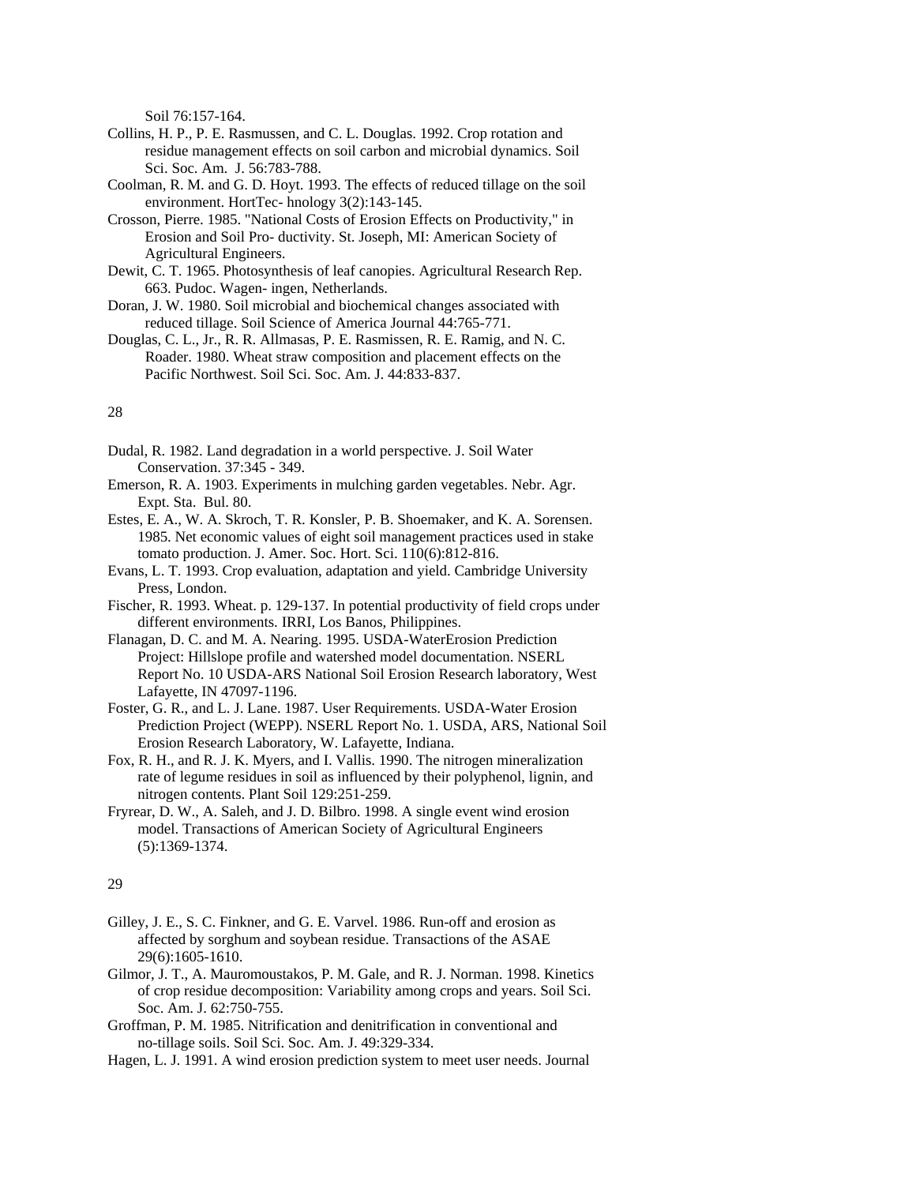Soil 76:157-164.

Collins, H. P., P. E. Rasmussen, and C. L. Douglas. 1992. Crop rotation and residue management effects on soil carbon and microbial dynamics. Soil Sci. Soc. Am. J. 56:783-788.

Coolman, R. M. and G. D. Hoyt. 1993. The effects of reduced tillage on the soil environment. HortTec- hnology 3(2):143-145.

Crosson, Pierre. 1985. "National Costs of Erosion Effects on Productivity," in Erosion and Soil Pro- ductivity. St. Joseph, MI: American Society of Agricultural Engineers.

Dewit, C. T. 1965. Photosynthesis of leaf canopies. Agricultural Research Rep. 663. Pudoc. Wagen- ingen, Netherlands.

Doran, J. W. 1980. Soil microbial and biochemical changes associated with reduced tillage. Soil Science of America Journal 44:765-771.

Douglas, C. L., Jr., R. R. Allmasas, P. E. Rasmissen, R. E. Ramig, and N. C. Roader. 1980. Wheat straw composition and placement effects on the Pacific Northwest. Soil Sci. Soc. Am. J. 44:833-837.

Dudal, R. 1982. Land degradation in a world perspective. J. Soil Water Conservation. 37:345 - 349.

Emerson, R. A. 1903. Experiments in mulching garden vegetables. Nebr. Agr. Expt. Sta. Bul. 80.

Estes, E. A., W. A. Skroch, T. R. Konsler, P. B. Shoemaker, and K. A. Sorensen. 1985. Net economic values of eight soil management practices used in stake tomato production. J. Amer. Soc. Hort. Sci. 110(6):812-816.

Evans, L. T. 1993. Crop evaluation, adaptation and yield. Cambridge University Press, London.

Fischer, R. 1993. Wheat. p. 129-137. In potential productivity of field crops under different environments. IRRI, Los Banos, Philippines.

Flanagan, D. C. and M. A. Nearing. 1995. USDA-WaterErosion Prediction Project: Hillslope profile and watershed model documentation. NSERL Report No. 10 USDA-ARS National Soil Erosion Research laboratory, West Lafayette, IN 47097-1196.

Foster, G. R., and L. J. Lane. 1987. User Requirements. USDA-Water Erosion Prediction Project (WEPP). NSERL Report No. 1. USDA, ARS, National Soil Erosion Research Laboratory, W. Lafayette, Indiana.

Fox, R. H., and R. J. K. Myers, and I. Vallis. 1990. The nitrogen mineralization rate of legume residues in soil as influenced by their polyphenol, lignin, and nitrogen contents. Plant Soil 129:251-259.

Fryrear, D. W., A. Saleh, and J. D. Bilbro. 1998. A single event wind erosion model. Transactions of American Society of Agricultural Engineers (5):1369-1374.

Gilley, J. E., S. C. Finkner, and G. E. Varvel. 1986. Run-off and erosion as affected by sorghum and soybean residue. Transactions of the ASAE 29(6):1605-1610.

Gilmor, J. T., A. Mauromoustakos, P. M. Gale, and R. J. Norman. 1998. Kinetics of crop residue decomposition: Variability among crops and years. Soil Sci. Soc. Am. J. 62:750-755.

Groffman, P. M. 1985. Nitrification and denitrification in conventional and no-tillage soils. Soil Sci. Soc. Am. J. 49:329-334.

Hagen, L. J. 1991. A wind erosion prediction system to meet user needs. Journal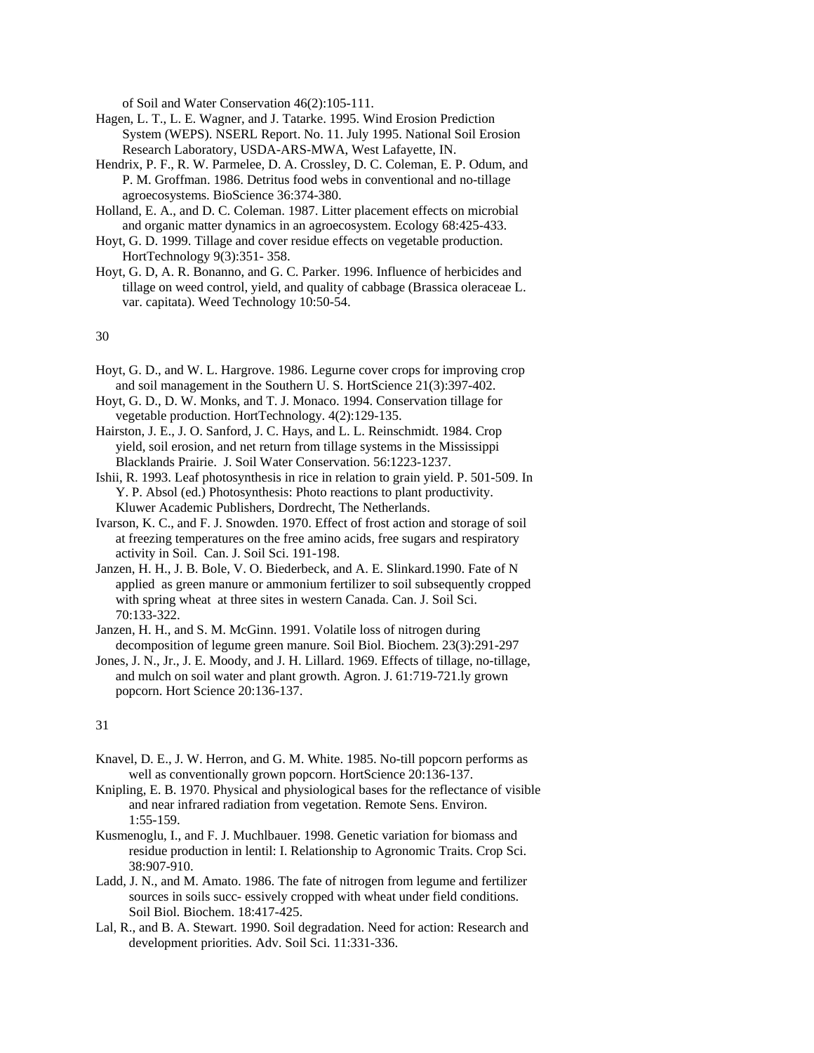of Soil and Water Conservation 46(2):105-111.

Hagen, L. T., L. E. Wagner, and J. Tatarke. 1995. Wind Erosion Prediction System (WEPS). NSERL Report. No. 11. July 1995. National Soil Erosion Research Laboratory, USDA-ARS-MWA, West Lafayette, IN.

Hendrix, P. F., R. W. Parmelee, D. A. Crossley, D. C. Coleman, E. P. Odum, and P. M. Groffman. 1986. Detritus food webs in conventional and no-tillage agroecosystems. BioScience 36:374-380.

Holland, E. A., and D. C. Coleman. 1987. Litter placement effects on microbial and organic matter dynamics in an agroecosystem. Ecology 68:425-433.

Hoyt, G. D. 1999. Tillage and cover residue effects on vegetable production. HortTechnology 9(3):351- 358.

Hoyt, G. D, A. R. Bonanno, and G. C. Parker. 1996. Influence of herbicides and tillage on weed control, yield, and quality of cabbage (Brassica oleraceae L. var. capitata). Weed Technology 10:50-54.

Hoyt, G. D., and W. L. Hargrove. 1986. Legurne cover crops for improving crop and soil management in the Southern U. S. HortScience 21(3):397-402.

Hoyt, G. D., D. W. Monks, and T. J. Monaco. 1994. Conservation tillage for vegetable production. HortTechnology. 4(2):129-135.

Hairston, J. E., J. O. Sanford, J. C. Hays, and L. L. Reinschmidt. 1984. Crop yield, soil erosion, and net return from tillage systems in the Mississippi Blacklands Prairie. J. Soil Water Conservation. 56:1223-1237.

Ishii, R. 1993. Leaf photosynthesis in rice in relation to grain yield. P. 501-509. In Y. P. Absol (ed.) Photosynthesis: Photo reactions to plant productivity. Kluwer Academic Publishers, Dordrecht, The Netherlands.

Ivarson, K. C., and F. J. Snowden. 1970. Effect of frost action and storage of soil at freezing temperatures on the free amino acids, free sugars and respiratory activity in Soil. Can. J. Soil Sci. 191-198.

Janzen, H. H., J. B. Bole, V. O. Biederbeck, and A. E. Slinkard.1990. Fate of N applied as green manure or ammonium fertilizer to soil subsequently cropped with spring wheat at three sites in western Canada. Can. J. Soil Sci. 70:133-322.

Janzen, H. H., and S. M. McGinn. 1991. Volatile loss of nitrogen during decomposition of legume green manure. Soil Biol. Biochem. 23(3):291-297

Jones, J. N., Jr., J. E. Moody, and J. H. Lillard. 1969. Effects of tillage, no-tillage, and mulch on soil water and plant growth. Agron. J. 61:719-721.ly grown popcorn. Hort Science 20:136-137.

Knavel, D. E., J. W. Herron, and G. M. White. 1985. No-till popcorn performs as well as conventionally grown popcorn. HortScience 20:136-137.

Knipling, E. B. 1970. Physical and physiological bases for the reflectance of visible and near infrared radiation from vegetation. Remote Sens. Environ. 1:55-159.

Kusmenoglu, I., and F. J. Muchlbauer. 1998. Genetic variation for biomass and residue production in lentil: I. Relationship to Agronomic Traits. Crop Sci. 38:907-910.

Ladd, J. N., and M. Amato. 1986. The fate of nitrogen from legume and fertilizer sources in soils succ- essively cropped with wheat under field conditions. Soil Biol. Biochem. 18:417-425.

Lal, R., and B. A. Stewart. 1990. Soil degradation. Need for action: Research and development priorities. Adv. Soil Sci. 11:331-336.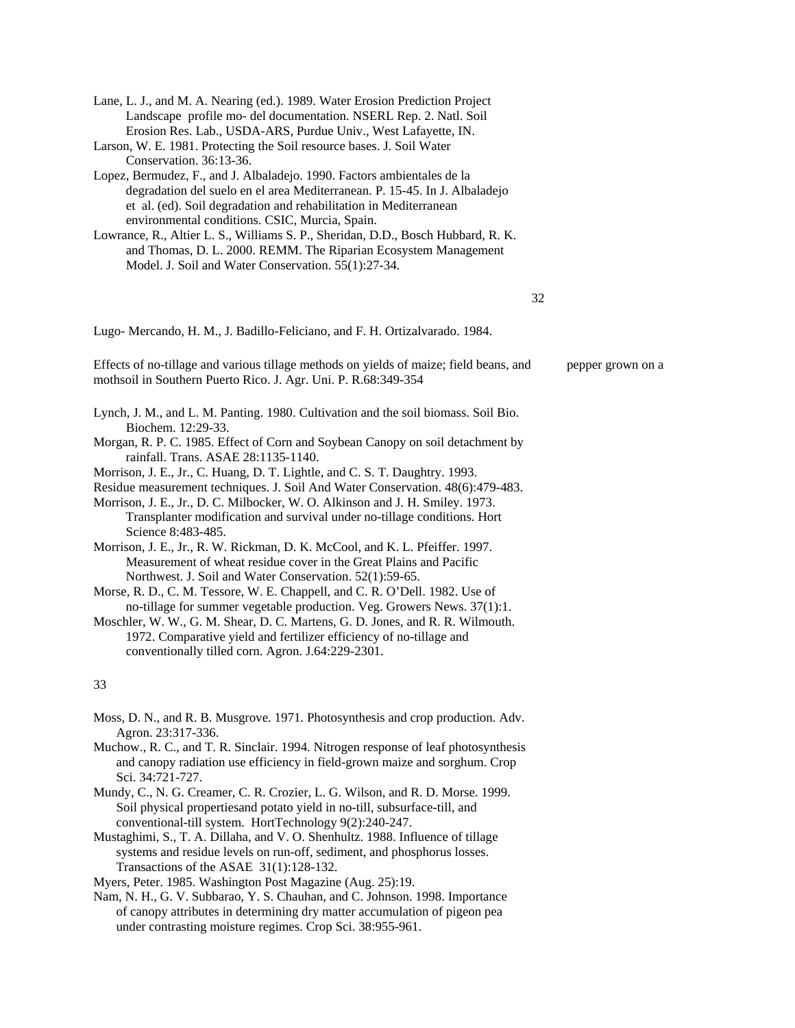Lane, L. J., and M. A. Nearing (ed.). 1989. Water Erosion Prediction Project Landscape profile mo- del documentation. NSERL Rep. 2. Natl. Soil Erosion Res. Lab., USDA-ARS, Purdue Univ., West Lafayette, IN.

Larson, W. E. 1981. Protecting the Soil resource bases. J. Soil Water Conservation. 36:13-36.

Lopez, Bermudez, F., and J. Albaladejo. 1990. Factors ambientales de la degradation del suelo en el area Mediterranean. P. 15-45. In J. Albaladejo et al. (ed). Soil degradation and rehabilitation in Mediterranean environmental conditions. CSIC, Murcia, Spain.

Lowrance, R., Altier L. S., Williams S. P., Sheridan, D.D., Bosch Hubbard, R. K. and Thomas, D. L. 2000. REMM. The Riparian Ecosystem Management Model. J. Soil and Water Conservation. 55(1):27-34.

Lugo- Mercando, H. M., J. Badillo-Feliciano, and F. H. Ortizalvarado. 1984.

Effects of no-tillage and various tillage methods on yields of maize; field beans, and pepper grown on a mothsoil in Southern Puerto Rico. J. Agr. Uni. P. R.68:349-354

Lynch, J. M., and L. M. Panting. 1980. Cultivation and the soil biomass. Soil Bio. Biochem. 12:29-33.

Morgan, R. P. C. 1985. Effect of Corn and Soybean Canopy on soil detachment by rainfall. Trans. ASAE 28:1135-1140.

Morrison, J. E., Jr., C. Huang, D. T. Lightle, and C. S. T. Daughtry. 1993.
Residue measurement techniques. J. Soil And Water Conservation. 48(6):479-483.

Morrison, J. E., Jr., D. C. Milbocker, W. O. Alkinson and J. H. Smiley. 1973. Transplanter modification and survival under no-tillage conditions. Hort Science 8:483-485.

Morrison, J. E., Jr., R. W. Rickman, D. K. McCool, and K. L. Pfeiffer. 1997. Measurement of wheat residue cover in the Great Plains and Pacific Northwest. J. Soil and Water Conservation. 52(1):59-65.

Morse, R. D., C. M. Tessore, W. E. Chappell, and C. R. O'Dell. 1982. Use of no-tillage for summer vegetable production. Veg. Growers News. 37(1):1.

Moschler, W. W., G. M. Shear, D. C. Martens, G. D. Jones, and R. R. Wilmouth. 1972. Comparative yield and fertilizer efficiency of no-tillage and conventionally tilled corn. Agron. J.64:229-2301.

Moss, D. N., and R. B. Musgrove. 1971. Photosynthesis and crop production. Adv. Agron. 23:317-336.

Muchow., R. C., and T. R. Sinclair. 1994. Nitrogen response of leaf photosynthesis and canopy radiation use efficiency in field-grown maize and sorghum. Crop Sci. 34:721-727.

Mundy, C., N. G. Creamer, C. R. Crozier, L. G. Wilson, and R. D. Morse. 1999. Soil physical propertiesand potato yield in no-till, subsurface-till, and conventional-till system. HortTechnology 9(2):240-247.

Mustaghimi, S., T. A. Dillaha, and V. O. Shenhultz. 1988. Influence of tillage systems and residue levels on run-off, sediment, and phosphorus losses. Transactions of the ASAE 31(1):128-132.

Myers, Peter. 1985. Washington Post Magazine (Aug. 25):19.

Nam, N. H., G. V. Subbarao, Y. S. Chauhan, and C. Johnson. 1998. Importance of canopy attributes in determining dry matter accumulation of pigeon pea under contrasting moisture regimes. Crop Sci. 38:955-961.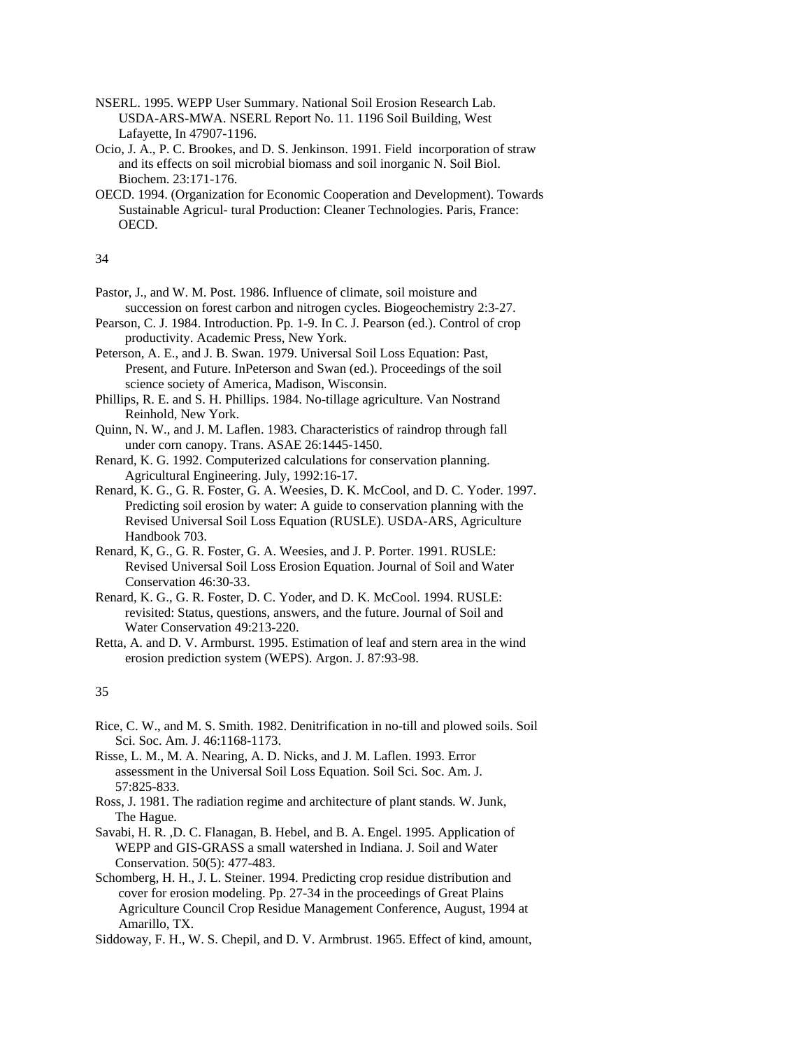NSERL. 1995. WEPP User Summary. National Soil Erosion Research Lab. USDA-ARS-MWA. NSERL Report No. 11. 1196 Soil Building, West Lafayette, In 47907-1196.

Ocio, J. A., P. C. Brookes, and D. S. Jenkinson. 1991. Field incorporation of straw and its effects on soil microbial biomass and soil inorganic N. Soil Biol. Biochem. 23:171-176.

OECD. 1994. (Organization for Economic Cooperation and Development). Towards Sustainable Agricul- tural Production: Cleaner Technologies. Paris, France: OECD.

Pastor, J., and W. M. Post. 1986. Influence of climate, soil moisture and succession on forest carbon and nitrogen cycles. Biogeochemistry 2:3-27.

Pearson, C. J. 1984. Introduction. Pp. 1-9. In C. J. Pearson (ed.). Control of crop productivity. Academic Press, New York.

Peterson, A. E., and J. B. Swan. 1979. Universal Soil Loss Equation: Past, Present, and Future. InPeterson and Swan (ed.). Proceedings of the soil science society of America, Madison, Wisconsin.

Phillips, R. E. and S. H. Phillips. 1984. No-tillage agriculture. Van Nostrand Reinhold, New York.

Quinn, N. W., and J. M. Laflen. 1983. Characteristics of raindrop through fall under corn canopy. Trans. ASAE 26:1445-1450.

Renard, K. G. 1992. Computerized calculations for conservation planning. Agricultural Engineering. July, 1992:16-17.

Renard, K. G., G. R. Foster, G. A. Weesies, D. K. McCool, and D. C. Yoder. 1997. Predicting soil erosion by water: A guide to conservation planning with the Revised Universal Soil Loss Equation (RUSLE). USDA-ARS, Agriculture Handbook 703.

Renard, K, G., G. R. Foster, G. A. Weesies, and J. P. Porter. 1991. RUSLE: Revised Universal Soil Loss Erosion Equation. Journal of Soil and Water Conservation 46:30-33.

Renard, K. G., G. R. Foster, D. C. Yoder, and D. K. McCool. 1994. RUSLE: revisited: Status, questions, answers, and the future. Journal of Soil and Water Conservation 49:213-220.

Retta, A. and D. V. Armburst. 1995. Estimation of leaf and stern area in the wind erosion prediction system (WEPS). Argon. J. 87:93-98.

Rice, C. W., and M. S. Smith. 1982. Denitrification in no-till and plowed soils. Soil Sci. Soc. Am. J. 46:1168-1173.

Risse, L. M., M. A. Nearing, A. D. Nicks, and J. M. Laflen. 1993. Error assessment in the Universal Soil Loss Equation. Soil Sci. Soc. Am. J. 57:825-833.

Ross, J. 1981. The radiation regime and architecture of plant stands. W. Junk, The Hague.

Savabi, H. R. ,D. C. Flanagan, B. Hebel, and B. A. Engel. 1995. Application of WEPP and GIS-GRASS a small watershed in Indiana. J. Soil and Water Conservation. 50(5): 477-483.

Schomberg, H. H., J. L. Steiner. 1994. Predicting crop residue distribution and cover for erosion modeling. Pp. 27-34 in the proceedings of Great Plains Agriculture Council Crop Residue Management Conference, August, 1994 at Amarillo, TX.

Siddoway, F. H., W. S. Chepil, and D. V. Armbrust. 1965. Effect of kind, amount,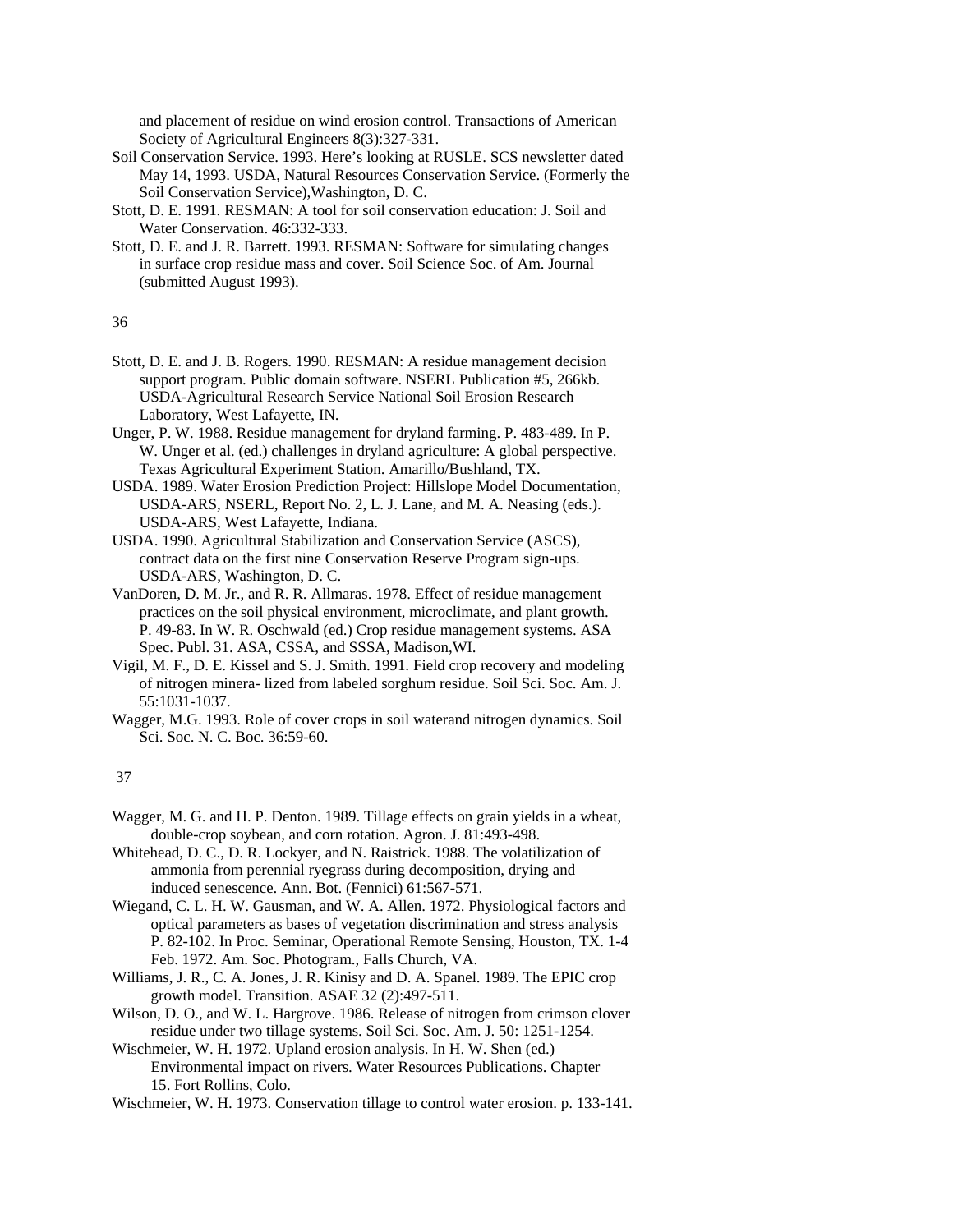and placement of residue on wind erosion control. Transactions of American Society of Agricultural Engineers 8(3):327-331.

Soil Conservation Service. 1993. Here's looking at RUSLE. SCS newsletter dated May 14, 1993. USDA, Natural Resources Conservation Service. (Formerly the Soil Conservation Service),Washington, D. C.

Stott, D. E. 1991. RESMAN: A tool for soil conservation education: J. Soil and Water Conservation. 46:332-333.

Stott, D. E. and J. R. Barrett. 1993. RESMAN: Software for simulating changes in surface crop residue mass and cover. Soil Science Soc. of Am. Journal (submitted August 1993).

Stott, D. E. and J. B. Rogers. 1990. RESMAN: A residue management decision support program. Public domain software. NSERL Publication #5, 266kb. USDA-Agricultural Research Service National Soil Erosion Research Laboratory, West Lafayette, IN.

Unger, P. W. 1988. Residue management for dryland farming. P. 483-489. In P. W. Unger et al. (ed.) challenges in dryland agriculture: A global perspective. Texas Agricultural Experiment Station. Amarillo/Bushland, TX.

USDA. 1989. Water Erosion Prediction Project: Hillslope Model Documentation, USDA-ARS, NSERL, Report No. 2, L. J. Lane, and M. A. Neasing (eds.). USDA-ARS, West Lafayette, Indiana.

USDA. 1990. Agricultural Stabilization and Conservation Service (ASCS), contract data on the first nine Conservation Reserve Program sign-ups. USDA-ARS, Washington, D. C.

VanDoren, D. M. Jr., and R. R. Allmaras. 1978. Effect of residue management practices on the soil physical environment, microclimate, and plant growth. P. 49-83. In W. R. Oschwald (ed.) Crop residue management systems. ASA Spec. Publ. 31. ASA, CSSA, and SSSA, Madison,WI.

Vigil, M. F., D. E. Kissel and S. J. Smith. 1991. Field crop recovery and modeling of nitrogen minera- lized from labeled sorghum residue. Soil Sci. Soc. Am. J. 55:1031-1037.

Wagger, M.G. 1993. Role of cover crops in soil waterand nitrogen dynamics. Soil Sci. Soc. N. C. Boc. 36:59-60.

Wagger, M. G. and H. P. Denton. 1989. Tillage effects on grain yields in a wheat, double-crop soybean, and corn rotation. Agron. J. 81:493-498.

Whitehead, D. C., D. R. Lockyer, and N. Raistrick. 1988. The volatilization of ammonia from perennial ryegrass during decomposition, drying and induced senescence. Ann. Bot. (Fennici) 61:567-571.

Wiegand, C. L. H. W. Gausman, and W. A. Allen. 1972. Physiological factors and optical parameters as bases of vegetation discrimination and stress analysis P. 82-102. In Proc. Seminar, Operational Remote Sensing, Houston, TX. 1-4 Feb. 1972. Am. Soc. Photogram., Falls Church, VA.

Williams, J. R., C. A. Jones, J. R. Kinisy and D. A. Spanel. 1989. The EPIC crop growth model. Transition. ASAE 32 (2):497-511.

Wilson, D. O., and W. L. Hargrove. 1986. Release of nitrogen from crimson clover residue under two tillage systems. Soil Sci. Soc. Am. J. 50: 1251-1254.

Wischmeier, W. H. 1972. Upland erosion analysis. In H. W. Shen (ed.) Environmental impact on rivers. Water Resources Publications. Chapter 15. Fort Rollins, Colo.

Wischmeier, W. H. 1973. Conservation tillage to control water erosion. p. 133-141.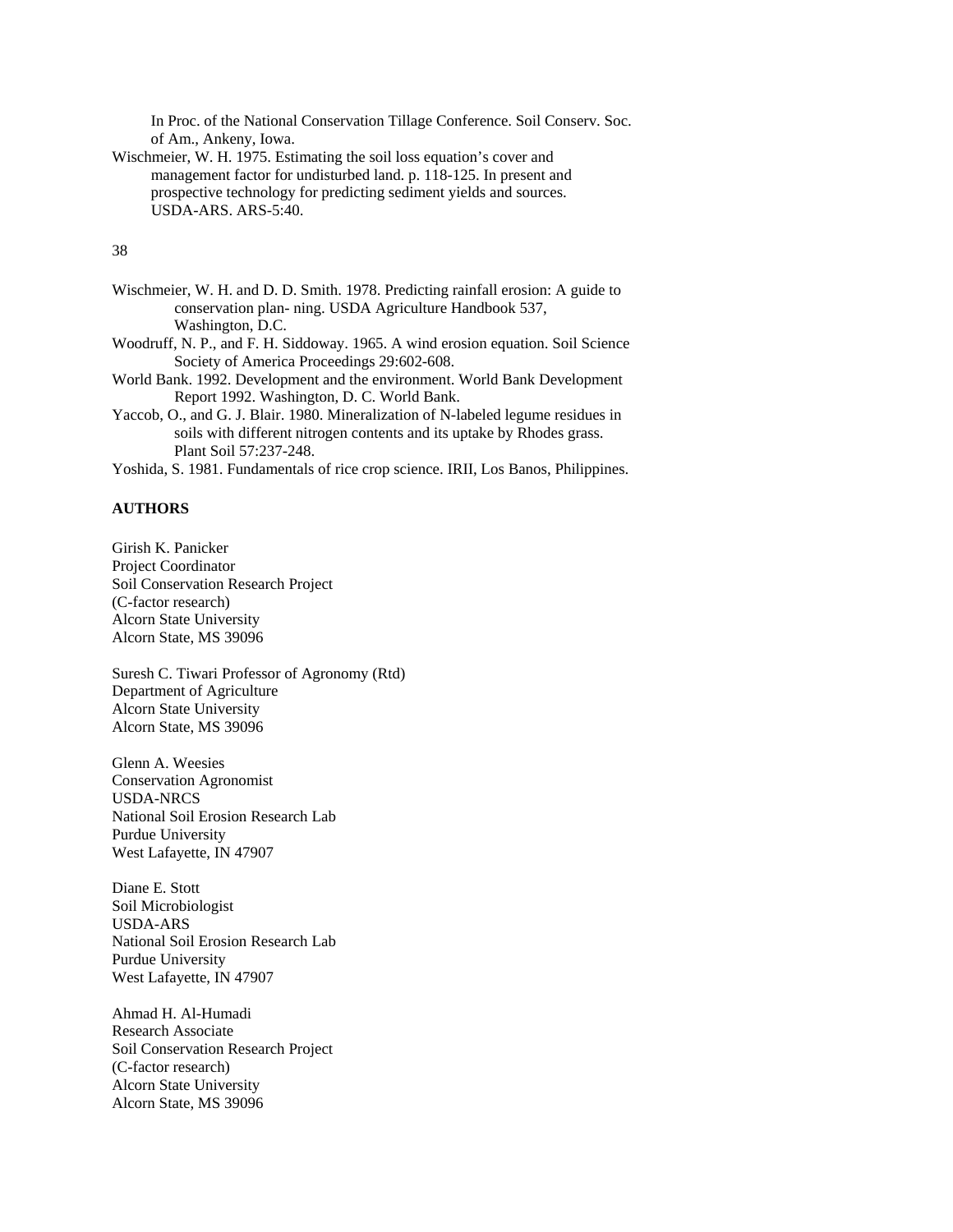In Proc. of the National Conservation Tillage Conference. Soil Conserv. Soc. of Am., Ankeny, Iowa.

Wischmeier, W. H. 1975. Estimating the soil loss equation's cover and management factor for undisturbed land. p. 118-125. In present and prospective technology for predicting sediment yields and sources. USDA-ARS. ARS-5:40.

Wischmeier, W. H. and D. D. Smith. 1978. Predicting rainfall erosion: A guide to conservation plan- ning. USDA Agriculture Handbook 537, Washington, D.C.

Woodruff, N. P., and F. H. Siddoway. 1965. A wind erosion equation. Soil Science Society of America Proceedings 29:602-608.

World Bank. 1992. Development and the environment. World Bank Development Report 1992. Washington, D. C. World Bank.

Yaccob, O., and G. J. Blair. 1980. Mineralization of N-labeled legume residues in soils with different nitrogen contents and its uptake by Rhodes grass. Plant Soil 57:237-248.

Yoshida, S. 1981. Fundamentals of rice crop science. IRII, Los Banos, Philippines.

**AUTHORS**

Girish K. Panicker
Project Coordinator
Soil Conservation Research Project
(C-factor research)
Alcorn State University
Alcorn State, MS 39096

Suresh C. Tiwari Professor of Agronomy (Rtd)
Department of Agriculture
Alcorn State University
Alcorn State, MS 39096

Glenn A. Weesies
Conservation Agronomist
USDA-NRCS
National Soil Erosion Research Lab
Purdue University
West Lafayette, IN 47907

Diane E. Stott
Soil Microbiologist
USDA-ARS
National Soil Erosion Research Lab
Purdue University
West Lafayette, IN 47907

Ahmad H. Al-Humadi
Research Associate
Soil Conservation Research Project
(C-factor research)
Alcorn State University
Alcorn State, MS 39096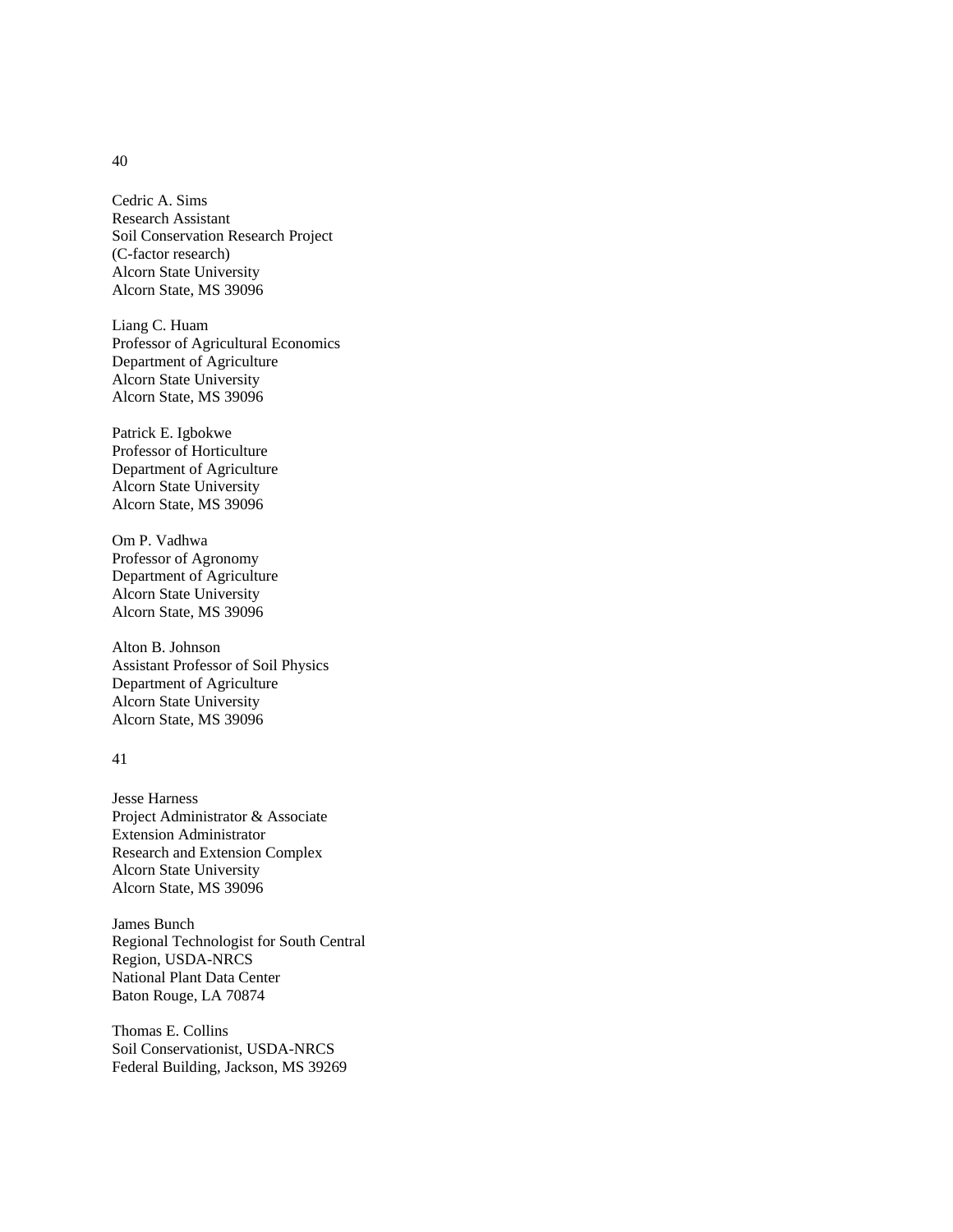Cedric A. Sims
Research Assistant
Soil Conservation Research Project
(C-factor research)
Alcorn State University
Alcorn State, MS 39096

Liang C. Huam
Professor of Agricultural Economics
Department of Agriculture
Alcorn State University
Alcorn State, MS 39096

Patrick E. Igbokwe
Professor of Horticulture
Department of Agriculture
Alcorn State University
Alcorn State, MS 39096

Om P. Vadhwa
Professor of Agronomy
Department of Agriculture
Alcorn State University
Alcorn State, MS 39096

Alton B. Johnson
Assistant Professor of Soil Physics
Department of Agriculture
Alcorn State University
Alcorn State, MS 39096

Jesse Harness
Project Administrator & Associate
Extension Administrator
Research and Extension Complex
Alcorn State University
Alcorn State, MS 39096

James Bunch
Regional Technologist for South Central
Region, USDA-NRCS
National Plant Data Center
Baton Rouge, LA 70874

Thomas E. Collins
Soil Conservationist, USDA-NRCS
Federal Building, Jackson, MS 39269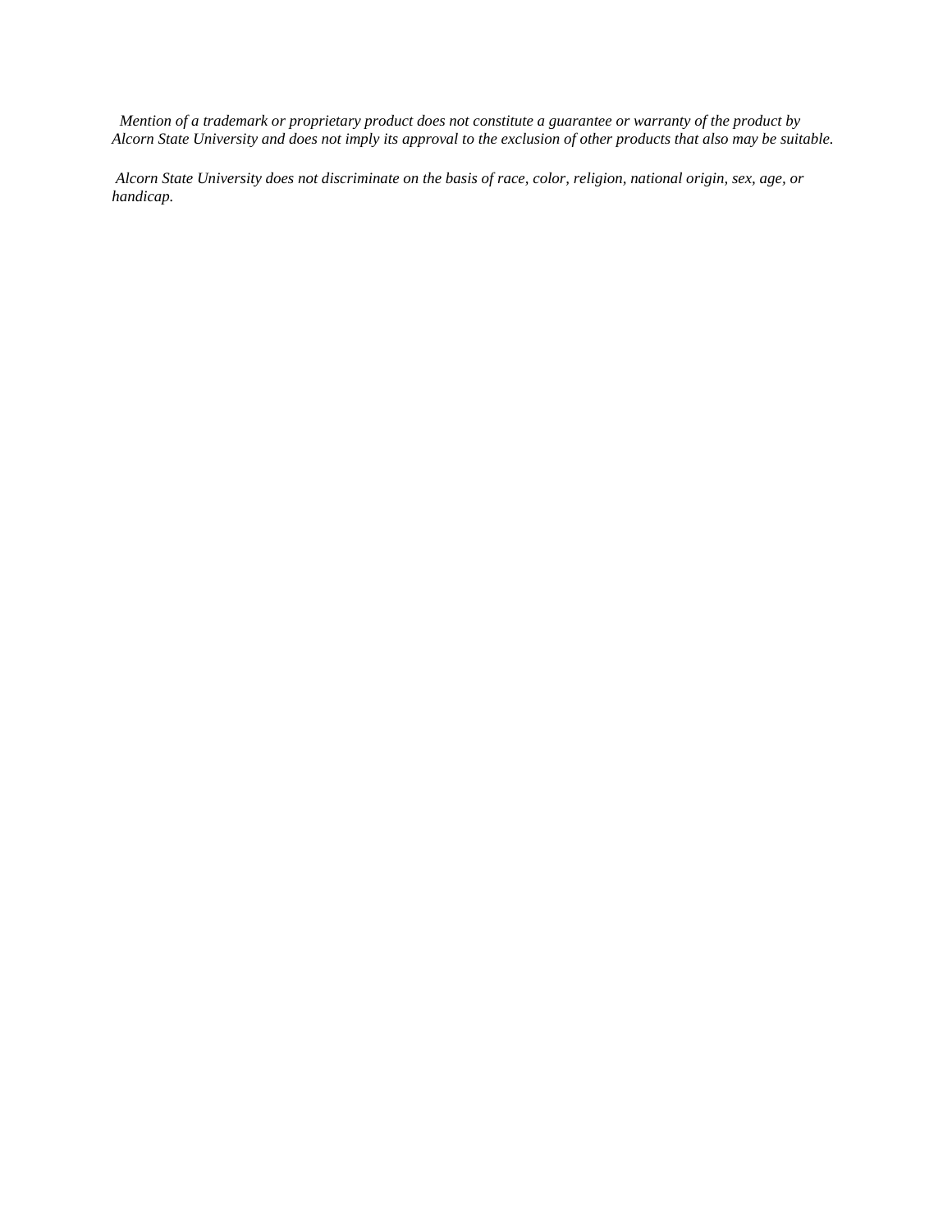*Mention of a trademark or proprietary product does not constitute a guarantee or warranty of the product by Alcorn State University and does not imply its approval to the exclusion of other products that also may be suitable.*

*Alcorn State University does not discriminate on the basis of race, color, religion, national origin, sex, age, or handicap.*